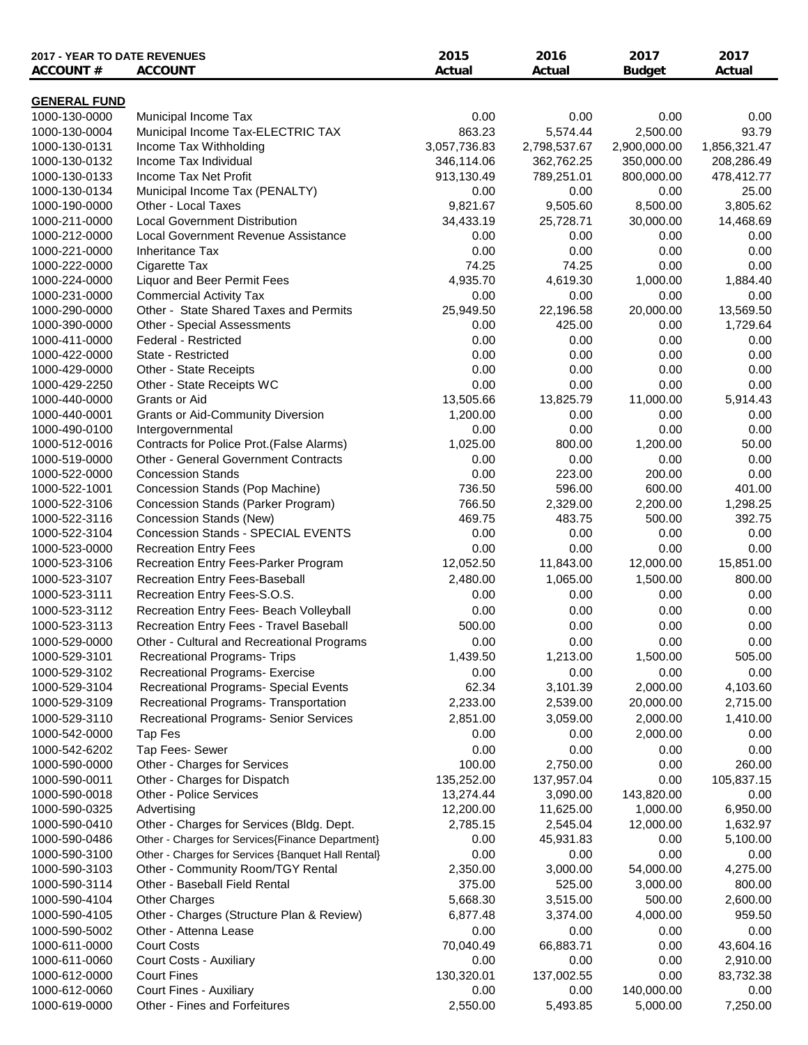| 2017 - YEAR TO DATE REVENUES | | 2015 | 2016 | 2017 | 2017 |
|---|---|---|---|---|---|
| **ACCOUNT #** | **ACCOUNT** | **Actual** | **Actual** | **Budget** | **Actual** |
| **GENERAL FUND** | | | | | |
| 1000-130-0000 | Municipal Income Tax | 0.00 | 0.00 | 0.00 | 0.00 |
| 1000-130-0004 | Municipal Income Tax-ELECTRIC TAX | 863.23 | 5,574.44 | 2,500.00 | 93.79 |
| 1000-130-0131 | Income Tax Withholding | 3,057,736.83 | 2,798,537.67 | 2,900,000.00 | 1,856,321.47 |
| 1000-130-0132 | Income Tax Individual | 346,114.06 | 362,762.25 | 350,000.00 | 208,286.49 |
| 1000-130-0133 | Income Tax Net Profit | 913,130.49 | 789,251.01 | 800,000.00 | 478,412.77 |
| 1000-130-0134 | Municipal Income Tax (PENALTY) | 0.00 | 0.00 | 0.00 | 25.00 |
| 1000-190-0000 | Other - Local Taxes | 9,821.67 | 9,505.60 | 8,500.00 | 3,805.62 |
| 1000-211-0000 | Local Government Distribution | 34,433.19 | 25,728.71 | 30,000.00 | 14,468.69 |
| 1000-212-0000 | Local Government Revenue Assistance | 0.00 | 0.00 | 0.00 | 0.00 |
| 1000-221-0000 | Inheritance Tax | 0.00 | 0.00 | 0.00 | 0.00 |
| 1000-222-0000 | Cigarette Tax | 74.25 | 74.25 | 0.00 | 0.00 |
| 1000-224-0000 | Liquor and Beer Permit Fees | 4,935.70 | 4,619.30 | 1,000.00 | 1,884.40 |
| 1000-231-0000 | Commercial Activity Tax | 0.00 | 0.00 | 0.00 | 0.00 |
| 1000-290-0000 | Other - State Shared Taxes and Permits | 25,949.50 | 22,196.58 | 20,000.00 | 13,569.50 |
| 1000-390-0000 | Other - Special Assessments | 0.00 | 425.00 | 0.00 | 1,729.64 |
| 1000-411-0000 | Federal - Restricted | 0.00 | 0.00 | 0.00 | 0.00 |
| 1000-422-0000 | State - Restricted | 0.00 | 0.00 | 0.00 | 0.00 |
| 1000-429-0000 | Other - State Receipts | 0.00 | 0.00 | 0.00 | 0.00 |
| 1000-429-2250 | Other - State Receipts WC | 0.00 | 0.00 | 0.00 | 0.00 |
| 1000-440-0000 | Grants or Aid | 13,505.66 | 13,825.79 | 11,000.00 | 5,914.43 |
| 1000-440-0001 | Grants or Aid-Community Diversion | 1,200.00 | 0.00 | 0.00 | 0.00 |
| 1000-490-0100 | Intergovernmental | 0.00 | 0.00 | 0.00 | 0.00 |
| 1000-512-0016 | Contracts for Police Prot.(False Alarms) | 1,025.00 | 800.00 | 1,200.00 | 50.00 |
| 1000-519-0000 | Other - General Government Contracts | 0.00 | 0.00 | 0.00 | 0.00 |
| 1000-522-0000 | Concession Stands | 0.00 | 223.00 | 200.00 | 0.00 |
| 1000-522-1001 | Concession Stands (Pop Machine) | 736.50 | 596.00 | 600.00 | 401.00 |
| 1000-522-3106 | Concession Stands (Parker Program) | 766.50 | 2,329.00 | 2,200.00 | 1,298.25 |
| 1000-522-3116 | Concession Stands (New) | 469.75 | 483.75 | 500.00 | 392.75 |
| 1000-522-3104 | Concession Stands - SPECIAL EVENTS | 0.00 | 0.00 | 0.00 | 0.00 |
| 1000-523-0000 | Recreation Entry Fees | 0.00 | 0.00 | 0.00 | 0.00 |
| 1000-523-3106 | Recreation Entry Fees-Parker Program | 12,052.50 | 11,843.00 | 12,000.00 | 15,851.00 |
| 1000-523-3107 | Recreation Entry Fees-Baseball | 2,480.00 | 1,065.00 | 1,500.00 | 800.00 |
| 1000-523-3111 | Recreation Entry Fees-S.O.S. | 0.00 | 0.00 | 0.00 | 0.00 |
| 1000-523-3112 | Recreation Entry Fees- Beach Volleyball | 0.00 | 0.00 | 0.00 | 0.00 |
| 1000-523-3113 | Recreation Entry Fees - Travel Baseball | 500.00 | 0.00 | 0.00 | 0.00 |
| 1000-529-0000 | Other - Cultural and Recreational Programs | 0.00 | 0.00 | 0.00 | 0.00 |
| 1000-529-3101 | Recreational Programs- Trips | 1,439.50 | 1,213.00 | 1,500.00 | 505.00 |
| 1000-529-3102 | Recreational Programs- Exercise | 0.00 | 0.00 | 0.00 | 0.00 |
| 1000-529-3104 | Recreational Programs- Special Events | 62.34 | 3,101.39 | 2,000.00 | 4,103.60 |
| 1000-529-3109 | Recreational Programs- Transportation | 2,233.00 | 2,539.00 | 20,000.00 | 2,715.00 |
| 1000-529-3110 | Recreational Programs- Senior Services | 2,851.00 | 3,059.00 | 2,000.00 | 1,410.00 |
| 1000-542-0000 | Tap Fes | 0.00 | 0.00 | 2,000.00 | 0.00 |
| 1000-542-6202 | Tap Fees- Sewer | 0.00 | 0.00 | 0.00 | 0.00 |
| 1000-590-0000 | Other - Charges for Services | 100.00 | 2,750.00 | 0.00 | 260.00 |
| 1000-590-0011 | Other - Charges for Dispatch | 135,252.00 | 137,957.04 | 0.00 | 105,837.15 |
| 1000-590-0018 | Other - Police Services | 13,274.44 | 3,090.00 | 143,820.00 | 0.00 |
| 1000-590-0325 | Advertising | 12,200.00 | 11,625.00 | 1,000.00 | 6,950.00 |
| 1000-590-0410 | Other - Charges for Services (Bldg. Dept. | 2,785.15 | 2,545.04 | 12,000.00 | 1,632.97 |
| 1000-590-0486 | Other - Charges for Services{Finance Department} | 0.00 | 45,931.83 | 0.00 | 5,100.00 |
| 1000-590-3100 | Other - Charges for Services {Banquet Hall Rental} | 0.00 | 0.00 | 0.00 | 0.00 |
| 1000-590-3103 | Other - Community Room/TGY Rental | 2,350.00 | 3,000.00 | 54,000.00 | 4,275.00 |
| 1000-590-3114 | Other - Baseball Field Rental | 375.00 | 525.00 | 3,000.00 | 800.00 |
| 1000-590-4104 | Other Charges | 5,668.30 | 3,515.00 | 500.00 | 2,600.00 |
| 1000-590-4105 | Other - Charges (Structure Plan & Review) | 6,877.48 | 3,374.00 | 4,000.00 | 959.50 |
| 1000-590-5002 | Other - Attenna Lease | 0.00 | 0.00 | 0.00 | 0.00 |
| 1000-611-0000 | Court Costs | 70,040.49 | 66,883.71 | 0.00 | 43,604.16 |
| 1000-611-0060 | Court Costs - Auxiliary | 0.00 | 0.00 | 0.00 | 2,910.00 |
| 1000-612-0000 | Court Fines | 130,320.01 | 137,002.55 | 0.00 | 83,732.38 |
| 1000-612-0060 | Court Fines - Auxiliary | 0.00 | 0.00 | 140,000.00 | 0.00 |
| 1000-619-0000 | Other - Fines and Forfeitures | 2,550.00 | 5,493.85 | 5,000.00 | 7,250.00 |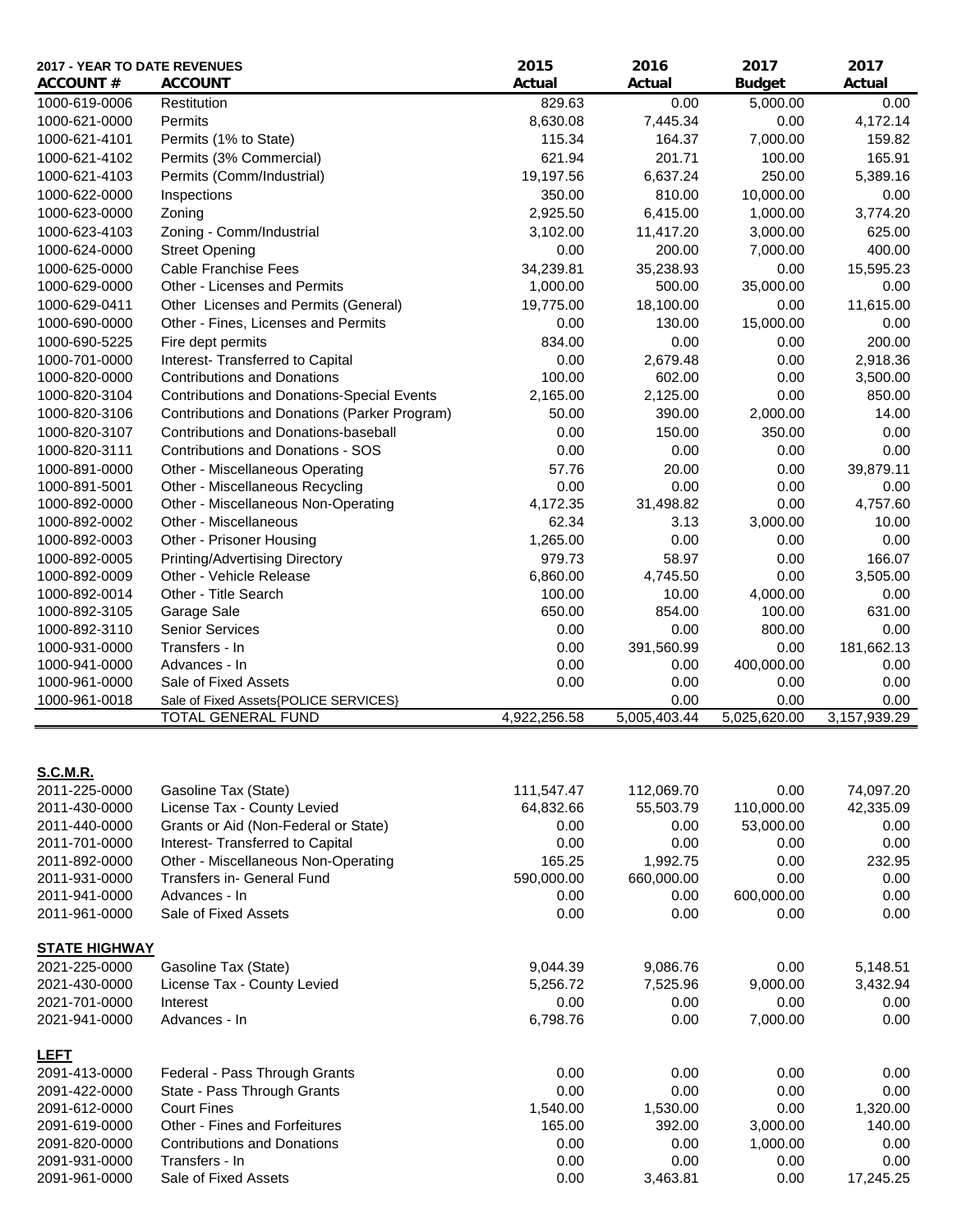| 2017 - YEAR TO DATE REVENUES | | 2015 | 2016 | 2017 | 2017 |
|---|---|---|---|---|---|
| **ACCOUNT #** | **ACCOUNT** | **Actual** | **Actual** | **Budget** | **Actual** |
| 1000-619-0006 | Restitution | 829.63 | 0.00 | 5,000.00 | 0.00 |
| 1000-621-0000 | Permits | 8,630.08 | 7,445.34 | 0.00 | 4,172.14 |
| 1000-621-4101 | Permits (1% to State) | 115.34 | 164.37 | 7,000.00 | 159.82 |
| 1000-621-4102 | Permits (3% Commercial) | 621.94 | 201.71 | 100.00 | 165.91 |
| 1000-621-4103 | Permits (Comm/Industrial) | 19,197.56 | 6,637.24 | 250.00 | 5,389.16 |
| 1000-622-0000 | Inspections | 350.00 | 810.00 | 10,000.00 | 0.00 |
| 1000-623-0000 | Zoning | 2,925.50 | 6,415.00 | 1,000.00 | 3,774.20 |
| 1000-623-4103 | Zoning - Comm/Industrial | 3,102.00 | 11,417.20 | 3,000.00 | 625.00 |
| 1000-624-0000 | Street Opening | 0.00 | 200.00 | 7,000.00 | 400.00 |
| 1000-625-0000 | Cable Franchise Fees | 34,239.81 | 35,238.93 | 0.00 | 15,595.23 |
| 1000-629-0000 | Other - Licenses and Permits | 1,000.00 | 500.00 | 35,000.00 | 0.00 |
| 1000-629-0411 | Other Licenses and Permits (General) | 19,775.00 | 18,100.00 | 0.00 | 11,615.00 |
| 1000-690-0000 | Other - Fines, Licenses and Permits | 0.00 | 130.00 | 15,000.00 | 0.00 |
| 1000-690-5225 | Fire dept permits | 834.00 | 0.00 | 0.00 | 200.00 |
| 1000-701-0000 | Interest- Transferred to Capital | 0.00 | 2,679.48 | 0.00 | 2,918.36 |
| 1000-820-0000 | Contributions and Donations | 100.00 | 602.00 | 0.00 | 3,500.00 |
| 1000-820-3104 | Contributions and Donations-Special Events | 2,165.00 | 2,125.00 | 0.00 | 850.00 |
| 1000-820-3106 | Contributions and Donations (Parker Program) | 50.00 | 390.00 | 2,000.00 | 14.00 |
| 1000-820-3107 | Contributions and Donations-baseball | 0.00 | 150.00 | 350.00 | 0.00 |
| 1000-820-3111 | Contributions and Donations - SOS | 0.00 | 0.00 | 0.00 | 0.00 |
| 1000-891-0000 | Other - Miscellaneous Operating | 57.76 | 20.00 | 0.00 | 39,879.11 |
| 1000-891-5001 | Other - Miscellaneous Recycling | 0.00 | 0.00 | 0.00 | 0.00 |
| 1000-892-0000 | Other - Miscellaneous Non-Operating | 4,172.35 | 31,498.82 | 0.00 | 4,757.60 |
| 1000-892-0002 | Other - Miscellaneous | 62.34 | 3.13 | 3,000.00 | 10.00 |
| 1000-892-0003 | Other - Prisoner Housing | 1,265.00 | 0.00 | 0.00 | 0.00 |
| 1000-892-0005 | Printing/Advertising Directory | 979.73 | 58.97 | 0.00 | 166.07 |
| 1000-892-0009 | Other - Vehicle Release | 6,860.00 | 4,745.50 | 0.00 | 3,505.00 |
| 1000-892-0014 | Other - Title Search | 100.00 | 10.00 | 4,000.00 | 0.00 |
| 1000-892-3105 | Garage Sale | 650.00 | 854.00 | 100.00 | 631.00 |
| 1000-892-3110 | Senior Services | 0.00 | 0.00 | 800.00 | 0.00 |
| 1000-931-0000 | Transfers - In | 0.00 | 391,560.99 | 0.00 | 181,662.13 |
| 1000-941-0000 | Advances - In | 0.00 | 0.00 | 400,000.00 | 0.00 |
| 1000-961-0000 | Sale of Fixed Assets | 0.00 | 0.00 | 0.00 | 0.00 |
| 1000-961-0018 | Sale of Fixed Assets{POLICE SERVICES} | | 0.00 | 0.00 | 0.00 |
| | TOTAL GENERAL FUND | 4,922,256.58 | 5,005,403.44 | 5,025,620.00 | 3,157,939.29 |
| | | | | | |
| **S.C.M.R.** | | | | | |
| 2011-225-0000 | Gasoline Tax (State) | 111,547.47 | 112,069.70 | 0.00 | 74,097.20 |
| 2011-430-0000 | License Tax - County Levied | 64,832.66 | 55,503.79 | 110,000.00 | 42,335.09 |
| 2011-440-0000 | Grants or Aid (Non-Federal or State) | 0.00 | 0.00 | 53,000.00 | 0.00 |
| 2011-701-0000 | Interest- Transferred to Capital | 0.00 | 0.00 | 0.00 | 0.00 |
| 2011-892-0000 | Other - Miscellaneous Non-Operating | 165.25 | 1,992.75 | 0.00 | 232.95 |
| 2011-931-0000 | Transfers in- General Fund | 590,000.00 | 660,000.00 | 0.00 | 0.00 |
| 2011-941-0000 | Advances - In | 0.00 | 0.00 | 600,000.00 | 0.00 |
| 2011-961-0000 | Sale of Fixed Assets | 0.00 | 0.00 | 0.00 | 0.00 |
| | | | | | |
| **STATE HIGHWAY** | | | | | |
| 2021-225-0000 | Gasoline Tax (State) | 9,044.39 | 9,086.76 | 0.00 | 5,148.51 |
| 2021-430-0000 | License Tax - County Levied | 5,256.72 | 7,525.96 | 9,000.00 | 3,432.94 |
| 2021-701-0000 | Interest | 0.00 | 0.00 | 0.00 | 0.00 |
| 2021-941-0000 | Advances - In | 6,798.76 | 0.00 | 7,000.00 | 0.00 |
| | | | | | |
| **LEFT** | | | | | |
| 2091-413-0000 | Federal - Pass Through Grants | 0.00 | 0.00 | 0.00 | 0.00 |
| 2091-422-0000 | State - Pass Through Grants | 0.00 | 0.00 | 0.00 | 0.00 |
| 2091-612-0000 | Court Fines | 1,540.00 | 1,530.00 | 0.00 | 1,320.00 |
| 2091-619-0000 | Other - Fines and Forfeitures | 165.00 | 392.00 | 3,000.00 | 140.00 |
| 2091-820-0000 | Contributions and Donations | 0.00 | 0.00 | 1,000.00 | 0.00 |
| 2091-931-0000 | Transfers - In | 0.00 | 0.00 | 0.00 | 0.00 |
| 2091-961-0000 | Sale of Fixed Assets | 0.00 | 3,463.81 | 0.00 | 17,245.25 |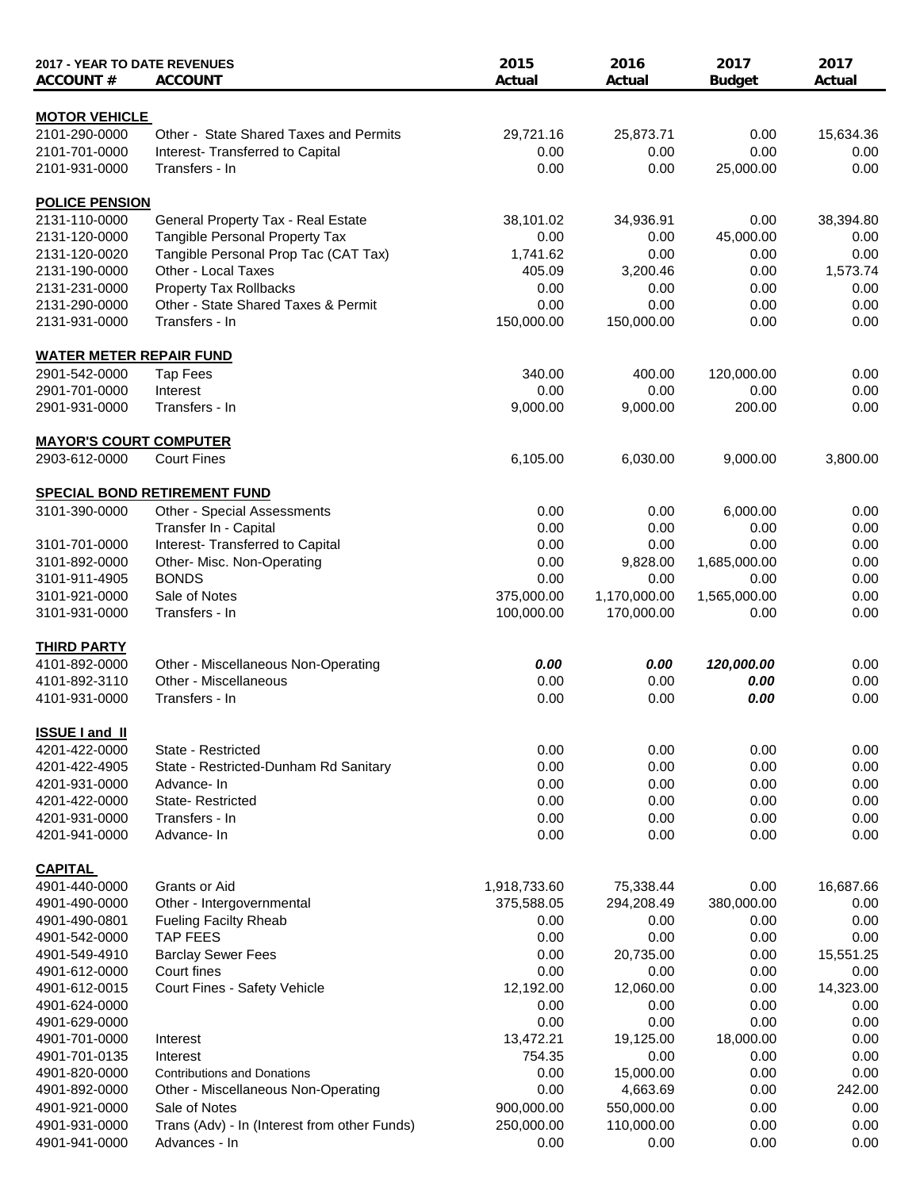| 2017 - YEAR TO DATE REVENUES ACCOUNT # | ACCOUNT | 2015 Actual | 2016 Actual | 2017 Budget | 2017 Actual |
|---|---|---|---|---|---|
| **MOTOR VEHICLE** | | | | | |
| 2101-290-0000 | Other - State Shared Taxes and Permits | 29,721.16 | 25,873.71 | 0.00 | 15,634.36 |
| 2101-701-0000 | Interest- Transferred to Capital | 0.00 | 0.00 | 0.00 | 0.00 |
| 2101-931-0000 | Transfers - In | 0.00 | 0.00 | 25,000.00 | 0.00 |
| **POLICE PENSION** | | | | | |
| 2131-110-0000 | General Property Tax - Real Estate | 38,101.02 | 34,936.91 | 0.00 | 38,394.80 |
| 2131-120-0000 | Tangible Personal Property Tax | 0.00 | 0.00 | 45,000.00 | 0.00 |
| 2131-120-0020 | Tangible Personal Prop Tac (CAT Tax) | 1,741.62 | 0.00 | 0.00 | 0.00 |
| 2131-190-0000 | Other - Local Taxes | 405.09 | 3,200.46 | 0.00 | 1,573.74 |
| 2131-231-0000 | Property Tax Rollbacks | 0.00 | 0.00 | 0.00 | 0.00 |
| 2131-290-0000 | Other - State Shared Taxes & Permit | 0.00 | 0.00 | 0.00 | 0.00 |
| 2131-931-0000 | Transfers - In | 150,000.00 | 150,000.00 | 0.00 | 0.00 |
| **WATER METER REPAIR FUND** | | | | | |
| 2901-542-0000 | Tap Fees | 340.00 | 400.00 | 120,000.00 | 0.00 |
| 2901-701-0000 | Interest | 0.00 | 0.00 | 0.00 | 0.00 |
| 2901-931-0000 | Transfers - In | 9,000.00 | 9,000.00 | 200.00 | 0.00 |
| **MAYOR'S COURT COMPUTER** | | | | | |
| 2903-612-0000 | Court Fines | 6,105.00 | 6,030.00 | 9,000.00 | 3,800.00 |
| **SPECIAL BOND RETIREMENT FUND** | | | | | |
| 3101-390-0000 | Other - Special Assessments | 0.00 | 0.00 | 6,000.00 | 0.00 |
| | Transfer In - Capital | 0.00 | 0.00 | 0.00 | 0.00 |
| 3101-701-0000 | Interest- Transferred to Capital | 0.00 | 0.00 | 0.00 | 0.00 |
| 3101-892-0000 | Other- Misc. Non-Operating | 0.00 | 9,828.00 | 1,685,000.00 | 0.00 |
| 3101-911-4905 | BONDS | 0.00 | 0.00 | 0.00 | 0.00 |
| 3101-921-0000 | Sale of Notes | 375,000.00 | 1,170,000.00 | 1,565,000.00 | 0.00 |
| 3101-931-0000 | Transfers - In | 100,000.00 | 170,000.00 | 0.00 | 0.00 |
| **THIRD PARTY** | | | | | |
| 4101-892-0000 | Other - Miscellaneous Non-Operating | ***0.00*** | ***0.00*** | ***120,000.00*** | 0.00 |
| 4101-892-3110 | Other - Miscellaneous | 0.00 | 0.00 | ***0.00*** | 0.00 |
| 4101-931-0000 | Transfers - In | 0.00 | 0.00 | ***0.00*** | 0.00 |
| **ISSUE I and II** | | | | | |
| 4201-422-0000 | State - Restricted | 0.00 | 0.00 | 0.00 | 0.00 |
| 4201-422-4905 | State - Restricted-Dunham Rd Sanitary | 0.00 | 0.00 | 0.00 | 0.00 |
| 4201-931-0000 | Advance- In | 0.00 | 0.00 | 0.00 | 0.00 |
| 4201-422-0000 | State- Restricted | 0.00 | 0.00 | 0.00 | 0.00 |
| 4201-931-0000 | Transfers - In | 0.00 | 0.00 | 0.00 | 0.00 |
| 4201-941-0000 | Advance- In | 0.00 | 0.00 | 0.00 | 0.00 |
| **CAPITAL** | | | | | |
| 4901-440-0000 | Grants or Aid | 1,918,733.60 | 75,338.44 | 0.00 | 16,687.66 |
| 4901-490-0000 | Other - Intergovernmental | 375,588.05 | 294,208.49 | 380,000.00 | 0.00 |
| 4901-490-0801 | Fueling Facilty Rheab | 0.00 | 0.00 | 0.00 | 0.00 |
| 4901-542-0000 | TAP FEES | 0.00 | 0.00 | 0.00 | 0.00 |
| 4901-549-4910 | Barclay Sewer Fees | 0.00 | 20,735.00 | 0.00 | 15,551.25 |
| 4901-612-0000 | Court fines | 0.00 | 0.00 | 0.00 | 0.00 |
| 4901-612-0015 | Court Fines - Safety Vehicle | 12,192.00 | 12,060.00 | 0.00 | 14,323.00 |
| 4901-624-0000 | | 0.00 | 0.00 | 0.00 | 0.00 |
| 4901-629-0000 | | 0.00 | 0.00 | 0.00 | 0.00 |
| 4901-701-0000 | Interest | 13,472.21 | 19,125.00 | 18,000.00 | 0.00 |
| 4901-701-0135 | Interest | 754.35 | 0.00 | 0.00 | 0.00 |
| 4901-820-0000 | Contributions and Donations | 0.00 | 15,000.00 | 0.00 | 0.00 |
| 4901-892-0000 | Other - Miscellaneous Non-Operating | 0.00 | 4,663.69 | 0.00 | 242.00 |
| 4901-921-0000 | Sale of Notes | 900,000.00 | 550,000.00 | 0.00 | 0.00 |
| 4901-931-0000 | Trans (Adv) - In (Interest from other Funds) | 250,000.00 | 110,000.00 | 0.00 | 0.00 |
| 4901-941-0000 | Advances - In | 0.00 | 0.00 | 0.00 | 0.00 |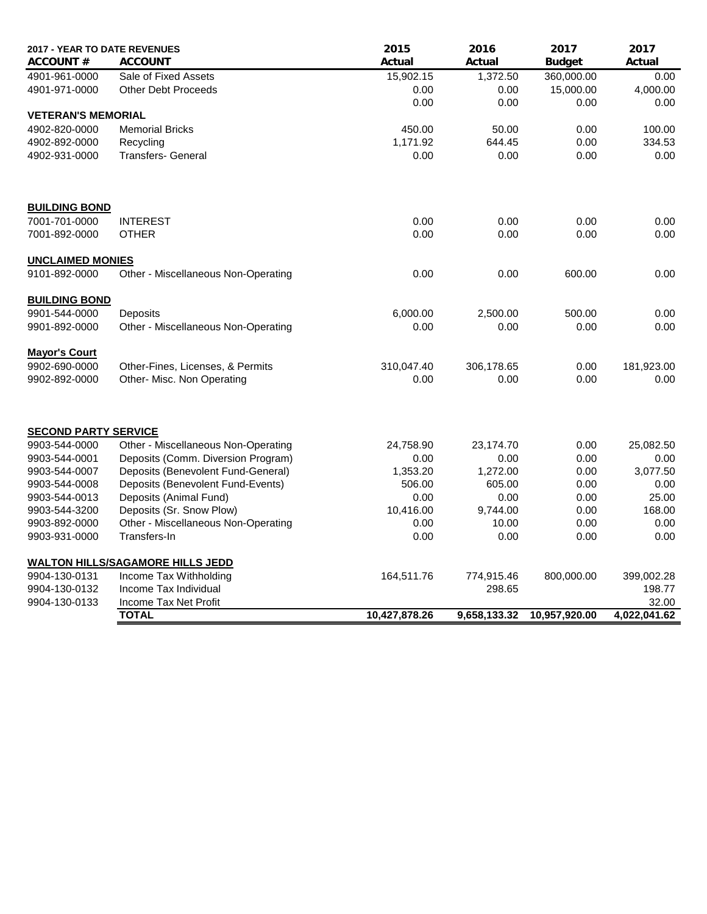| 2017 - YEAR TO DATE REVENUES ACCOUNT # | ACCOUNT | 2015 Actual | 2016 Actual | 2017 Budget | 2017 Actual |
|---|---|---|---|---|---|
| 4901-961-0000 | Sale of Fixed Assets | 15,902.15 | 1,372.50 | 360,000.00 | 0.00 |
| 4901-971-0000 | Other Debt Proceeds | 0.00 | 0.00 | 15,000.00 | 4,000.00 |
| | | 0.00 | 0.00 | 0.00 | 0.00 |
| **VETERAN'S MEMORIAL** | | | | | |
| 4902-820-0000 | Memorial Bricks | 450.00 | 50.00 | 0.00 | 100.00 |
| 4902-892-0000 | Recycling | 1,171.92 | 644.45 | 0.00 | 334.53 |
| 4902-931-0000 | Transfers- General | 0.00 | 0.00 | 0.00 | 0.00 |
| **BUILDING BOND** | | | | | |
| 7001-701-0000 | INTEREST | 0.00 | 0.00 | 0.00 | 0.00 |
| 7001-892-0000 | OTHER | 0.00 | 0.00 | 0.00 | 0.00 |
| **UNCLAIMED MONIES** | | | | | |
| 9101-892-0000 | Other - Miscellaneous Non-Operating | 0.00 | 0.00 | 600.00 | 0.00 |
| **BUILDING BOND** | | | | | |
| 9901-544-0000 | Deposits | 6,000.00 | 2,500.00 | 500.00 | 0.00 |
| 9901-892-0000 | Other - Miscellaneous Non-Operating | 0.00 | 0.00 | 0.00 | 0.00 |
| **Mayor's Court** | | | | | |
| 9902-690-0000 | Other-Fines, Licenses, & Permits | 310,047.40 | 306,178.65 | 0.00 | 181,923.00 |
| 9902-892-0000 | Other- Misc. Non Operating | 0.00 | 0.00 | 0.00 | 0.00 |
| **SECOND PARTY SERVICE** | | | | | |
| 9903-544-0000 | Other - Miscellaneous Non-Operating | 24,758.90 | 23,174.70 | 0.00 | 25,082.50 |
| 9903-544-0001 | Deposits (Comm. Diversion Program) | 0.00 | 0.00 | 0.00 | 0.00 |
| 9903-544-0007 | Deposits (Benevolent Fund-General) | 1,353.20 | 1,272.00 | 0.00 | 3,077.50 |
| 9903-544-0008 | Deposits (Benevolent Fund-Events) | 506.00 | 605.00 | 0.00 | 0.00 |
| 9903-544-0013 | Deposits (Animal Fund) | 0.00 | 0.00 | 0.00 | 25.00 |
| 9903-544-3200 | Deposits (Sr. Snow Plow) | 10,416.00 | 9,744.00 | 0.00 | 168.00 |
| 9903-892-0000 | Other - Miscellaneous Non-Operating | 0.00 | 10.00 | 0.00 | 0.00 |
| 9903-931-0000 | Transfers-In | 0.00 | 0.00 | 0.00 | 0.00 |
| **WALTON HILLS/SAGAMORE HILLS JEDD** | | | | | |
| 9904-130-0131 | Income Tax Withholding | 164,511.76 | 774,915.46 | 800,000.00 | 399,002.28 |
| 9904-130-0132 | Income Tax Individual | | 298.65 | | 198.77 |
| 9904-130-0133 | Income Tax Net Profit | | | | 32.00 |
| | **TOTAL** | **10,427,878.26** | **9,658,133.32** | **10,957,920.00** | **4,022,041.62** |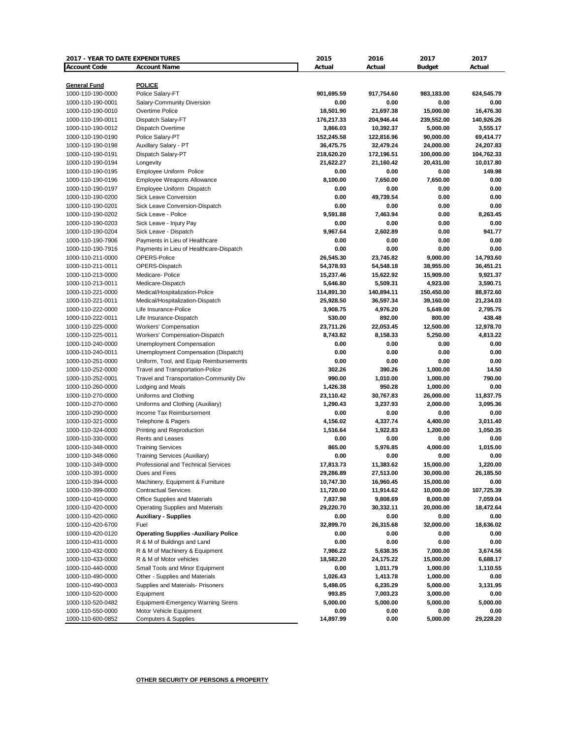| 2017 - YEAR TO DATE EXPENDITURES | | 2015 | 2016 | 2017 | 2017 |
|---|---|---|---|---|---|
| **Account Code** | **Account Name** | **Actual** | **Actual** | **Budget** | **Actual** |
| **General Fund** | **POLICE** | | | | |
| 1000-110-190-0000 | Police Salary-FT | 901,695.59 | 917,754.60 | 983,183.00 | 624,545.79 |
| 1000-110-190-0001 | Salary-Community Diversion | 0.00 | 0.00 | 0.00 | 0.00 |
| 1000-110-190-0010 | Overtime Police | 18,501.90 | 21,697.38 | 15,000.00 | 16,476.30 |
| 1000-110-190-0011 | Dispatch Salary-FT | 176,217.33 | 204,946.44 | 239,552.00 | 140,926.26 |
| 1000-110-190-0012 | Dispatch Overtime | 3,866.03 | 10,392.37 | 5,000.00 | 3,555.17 |
| 1000-110-190-0190 | Police Salary-PT | 152,245.58 | 122,816.96 | 90,000.00 | 69,414.77 |
| 1000-110-190-0198 | Auxillary Salary - PT | 36,475.75 | 32,479.24 | 24,000.00 | 24,207.83 |
| 1000-110-190-0191 | Dispatch Salary-PT | 218,620.20 | 172,196.51 | 100,000.00 | 104,762.33 |
| 1000-110-190-0194 | Longevity | 21,622.27 | 21,160.42 | 20,431.00 | 10,017.80 |
| 1000-110-190-0195 | Employee Uniform Police | 0.00 | 0.00 | 0.00 | 149.98 |
| 1000-110-190-0196 | Employee Weapons Allowance | 8,100.00 | 7,650.00 | 7,650.00 | 0.00 |
| 1000-110-190-0197 | Employee Uniform Dispatch | 0.00 | 0.00 | 0.00 | 0.00 |
| 1000-110-190-0200 | Sick Leave Conversion | 0.00 | 49,739.54 | 0.00 | 0.00 |
| 1000-110-190-0201 | Sick Leave Conversion-Dispatch | 0.00 | 0.00 | 0.00 | 0.00 |
| 1000-110-190-0202 | Sick Leave - Police | 9,591.88 | 7,463.94 | 0.00 | 8,263.45 |
| 1000-110-190-0203 | Sick Leave - Injury Pay | 0.00 | 0.00 | 0.00 | 0.00 |
| 1000-110-190-0204 | Sick Leave - Dispatch | 9,967.64 | 2,602.89 | 0.00 | 941.77 |
| 1000-110-190-7906 | Payments in Lieu of Healthcare | 0.00 | 0.00 | 0.00 | 0.00 |
| 1000-110-190-7916 | Payments in Lieu of Healthcare-Dispatch | 0.00 | 0.00 | 0.00 | 0.00 |
| 1000-110-211-0000 | OPERS-Police | 26,545.30 | 23,745.82 | 9,000.00 | 14,793.60 |
| 1000-110-211-0011 | OPERS-Dispatch | 54,378.93 | 54,548.18 | 38,955.00 | 36,451.21 |
| 1000-110-213-0000 | Medicare- Police | 15,237.46 | 15,622.92 | 15,909.00 | 9,921.37 |
| 1000-110-213-0011 | Medicare-Dispatch | 5,646.80 | 5,509.31 | 4,923.00 | 3,590.71 |
| 1000-110-221-0000 | Medical/Hospitalization-Police | 114,891.30 | 140,894.11 | 150,450.00 | 88,972.60 |
| 1000-110-221-0011 | Medical/Hospitalization-Dispatch | 25,928.50 | 36,597.34 | 39,160.00 | 21,234.03 |
| 1000-110-222-0000 | Life Insurance-Police | 3,908.75 | 4,976.20 | 5,649.00 | 2,795.75 |
| 1000-110-222-0011 | Life Insurance-Dispatch | 530.00 | 892.00 | 800.00 | 438.48 |
| 1000-110-225-0000 | Workers' Compensation | 23,711.26 | 22,053.45 | 12,500.00 | 12,978.70 |
| 1000-110-225-0011 | Workers' Compensation-Dispatch | 8,743.82 | 8,158.33 | 5,250.00 | 4,813.22 |
| 1000-110-240-0000 | Unemployment Compensation | 0.00 | 0.00 | 0.00 | 0.00 |
| 1000-110-240-0011 | Unemployment Compensation (Dispatch) | 0.00 | 0.00 | 0.00 | 0.00 |
| 1000-110-251-0000 | Uniform, Tool, and Equip Reimbursements | 0.00 | 0.00 | 0.00 | 0.00 |
| 1000-110-252-0000 | Travel and Transportation-Police | 302.26 | 390.26 | 1,000.00 | 14.50 |
| 1000-110-252-0001 | Travel and Transportation-Community Div | 990.00 | 1,010.00 | 1,000.00 | 790.00 |
| 1000-110-260-0000 | Lodging and Meals | 1,426.38 | 950.28 | 1,000.00 | 0.00 |
| 1000-110-270-0000 | Uniforms and Clothing | 23,110.42 | 30,767.83 | 26,000.00 | 11,837.75 |
| 1000-110-270-0060 | Uniforms and Clothing (Auxiliary) | 1,290.43 | 3,237.93 | 2,000.00 | 3,095.36 |
| 1000-110-290-0000 | Income Tax Reimbursement | 0.00 | 0.00 | 0.00 | 0.00 |
| 1000-110-321-0000 | Telephone & Pagers | 4,156.02 | 4,337.74 | 4,400.00 | 3,011.40 |
| 1000-110-324-0000 | Printing and Reproduction | 1,516.64 | 1,922.83 | 1,200.00 | 1,050.35 |
| 1000-110-330-0000 | Rents and Leases | 0.00 | 0.00 | 0.00 | 0.00 |
| 1000-110-348-0000 | Training Services | 865.00 | 5,976.85 | 4,000.00 | 1,015.00 |
| 1000-110-348-0060 | Training Services (Auxiliary) | 0.00 | 0.00 | 0.00 | 0.00 |
| 1000-110-349-0000 | Professional and Technical Services | 17,813.73 | 11,383.62 | 15,000.00 | 1,220.00 |
| 1000-110-391-0000 | Dues and Fees | 29,286.89 | 27,513.00 | 30,000.00 | 26,185.50 |
| 1000-110-394-0000 | Machinery, Equipment & Furniture | 10,747.30 | 16,960.45 | 15,000.00 | 0.00 |
| 1000-110-399-0000 | Contractual Services | 11,720.00 | 11,914.62 | 10,000.00 | 107,725.39 |
| 1000-110-410-0000 | Office Supplies and Materials | 7,837.98 | 9,808.69 | 8,000.00 | 7,059.04 |
| 1000-110-420-0000 | Operating Supplies and Materials | 29,220.70 | 30,332.11 | 20,000.00 | 18,472.64 |
| 1000-110-420-0060 | **Auxiliary - Supplies** | 0.00 | 0.00 | 0.00 | 0.00 |
| 1000-110-420-6700 | Fuel | 32,899.70 | 26,315.68 | 32,000.00 | 18,636.02 |
| 1000-110-420-0120 | **Operating Supplies -Auxiliary Police** | 0.00 | 0.00 | 0.00 | 0.00 |
| 1000-110-431-0000 | R & M of Buildings and Land | 0.00 | 0.00 | 0.00 | 0.00 |
| 1000-110-432-0000 | R & M of Machinery & Equipment | 7,986.22 | 5,638.35 | 7,000.00 | 3,674.56 |
| 1000-110-433-0000 | R & M of Motor vehicles | 18,582.20 | 24,175.22 | 15,000.00 | 6,688.17 |
| 1000-110-440-0000 | Small Tools and Minor Equipment | 0.00 | 1,011.79 | 1,000.00 | 1,110.55 |
| 1000-110-490-0000 | Other - Supplies and Materials | 1,026.43 | 1,413.78 | 1,000.00 | 0.00 |
| 1000-110-490-0003 | Supplies and Materials- Prisoners | 5,498.05 | 6,235.29 | 5,000.00 | 3,131.95 |
| 1000-110-520-0000 | Equipment | 993.85 | 7,003.23 | 3,000.00 | 0.00 |
| 1000-110-520-0482 | Equipment-Emergency Warning Sirens | 5,000.00 | 5,000.00 | 5,000.00 | 5,000.00 |
| 1000-110-550-0000 | Motor Vehicle Equipment | 0.00 | 0.00 | 0.00 | 0.00 |
| 1000-110-600-0852 | Computers & Supplies | 14,897.99 | 0.00 | 5,000.00 | 29,228.20 |

**OTHER SECURITY OF PERSONS & PROPERTY**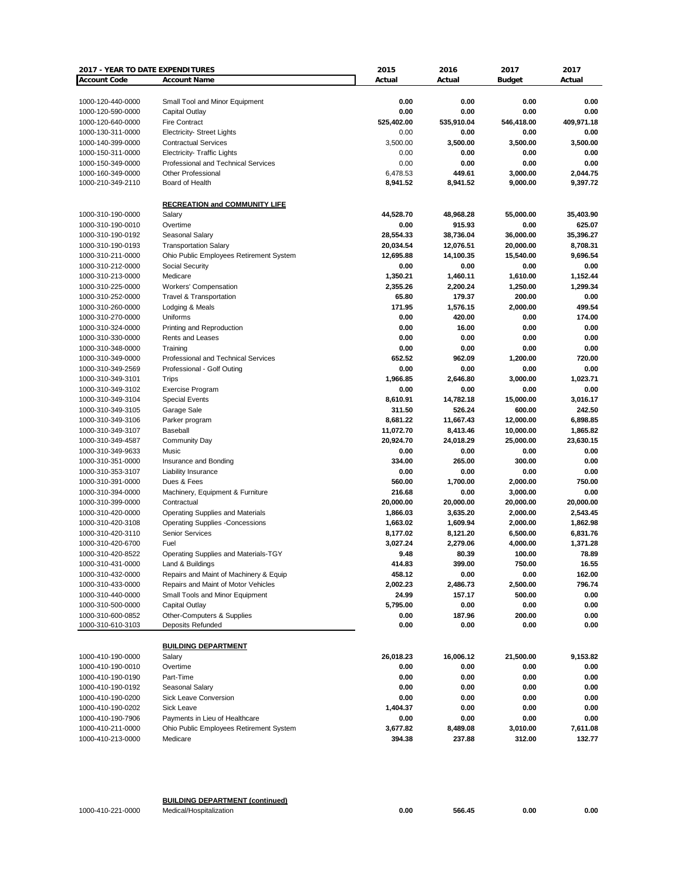| 2017 - YEAR TO DATE EXPENDITURES | | 2015 | 2016 | 2017 | 2017 |
|---|---|---|---|---|---|
| **Account Code** | **Account Name** | **Actual** | **Actual** | **Budget** | **Actual** |
| 1000-120-440-0000 | Small Tool and Minor Equipment | 0.00 | 0.00 | 0.00 | 0.00 |
| 1000-120-590-0000 | Capital Outlay | 0.00 | 0.00 | 0.00 | 0.00 |
| 1000-120-640-0000 | Fire Contract | 525,402.00 | 535,910.04 | 546,418.00 | 409,971.18 |
| 1000-130-311-0000 | Electricity- Street Lights | 0.00 | 0.00 | 0.00 | 0.00 |
| 1000-140-399-0000 | Contractual Services | 3,500.00 | 3,500.00 | 3,500.00 | 3,500.00 |
| 1000-150-311-0000 | Electricity- Traffic Lights | 0.00 | 0.00 | 0.00 | 0.00 |
| 1000-150-349-0000 | Professional and Technical Services | 0.00 | 0.00 | 0.00 | 0.00 |
| 1000-160-349-0000 | Other Professional | 6,478.53 | 449.61 | 3,000.00 | 2,044.75 |
| 1000-210-349-2110 | Board of Health | 8,941.52 | 8,941.52 | 9,000.00 | 9,397.72 |
| | **RECREATION and COMMUNITY LIFE** | | | | |
| 1000-310-190-0000 | Salary | 44,528.70 | 48,968.28 | 55,000.00 | 35,403.90 |
| 1000-310-190-0010 | Overtime | 0.00 | 915.93 | 0.00 | 625.07 |
| 1000-310-190-0192 | Seasonal Salary | 28,554.33 | 38,736.04 | 36,000.00 | 35,396.27 |
| 1000-310-190-0193 | Transportation Salary | 20,034.54 | 12,076.51 | 20,000.00 | 8,708.31 |
| 1000-310-211-0000 | Ohio Public Employees Retirement System | 12,695.88 | 14,100.35 | 15,540.00 | 9,696.54 |
| 1000-310-212-0000 | Social Security | 0.00 | 0.00 | 0.00 | 0.00 |
| 1000-310-213-0000 | Medicare | 1,350.21 | 1,460.11 | 1,610.00 | 1,152.44 |
| 1000-310-225-0000 | Workers' Compensation | 2,355.26 | 2,200.24 | 1,250.00 | 1,299.34 |
| 1000-310-252-0000 | Travel & Transportation | 65.80 | 179.37 | 200.00 | 0.00 |
| 1000-310-260-0000 | Lodging & Meals | 171.95 | 1,576.15 | 2,000.00 | 499.54 |
| 1000-310-270-0000 | Uniforms | 0.00 | 420.00 | 0.00 | 174.00 |
| 1000-310-324-0000 | Printing and Reproduction | 0.00 | 16.00 | 0.00 | 0.00 |
| 1000-310-330-0000 | Rents and Leases | 0.00 | 0.00 | 0.00 | 0.00 |
| 1000-310-348-0000 | Training | 0.00 | 0.00 | 0.00 | 0.00 |
| 1000-310-349-0000 | Professional and Technical Services | 652.52 | 962.09 | 1,200.00 | 720.00 |
| 1000-310-349-2569 | Professional - Golf Outing | 0.00 | 0.00 | 0.00 | 0.00 |
| 1000-310-349-3101 | Trips | 1,966.85 | 2,646.80 | 3,000.00 | 1,023.71 |
| 1000-310-349-3102 | Exercise Program | 0.00 | 0.00 | 0.00 | 0.00 |
| 1000-310-349-3104 | Special Events | 8,610.91 | 14,782.18 | 15,000.00 | 3,016.17 |
| 1000-310-349-3105 | Garage Sale | 311.50 | 526.24 | 600.00 | 242.50 |
| 1000-310-349-3106 | Parker program | 8,681.22 | 11,667.43 | 12,000.00 | 6,898.85 |
| 1000-310-349-3107 | Baseball | 11,072.70 | 8,413.46 | 10,000.00 | 1,865.82 |
| 1000-310-349-4587 | Community Day | 20,924.70 | 24,018.29 | 25,000.00 | 23,630.15 |
| 1000-310-349-9633 | Music | 0.00 | 0.00 | 0.00 | 0.00 |
| 1000-310-351-0000 | Insurance and Bonding | 334.00 | 265.00 | 300.00 | 0.00 |
| 1000-310-353-3107 | Liability Insurance | 0.00 | 0.00 | 0.00 | 0.00 |
| 1000-310-391-0000 | Dues & Fees | 560.00 | 1,700.00 | 2,000.00 | 750.00 |
| 1000-310-394-0000 | Machinery, Equipment & Furniture | 216.68 | 0.00 | 3,000.00 | 0.00 |
| 1000-310-399-0000 | Contractual | 20,000.00 | 20,000.00 | 20,000.00 | 20,000.00 |
| 1000-310-420-0000 | Operating Supplies and Materials | 1,866.03 | 3,635.20 | 2,000.00 | 2,543.45 |
| 1000-310-420-3108 | Operating Supplies -Concessions | 1,663.02 | 1,609.94 | 2,000.00 | 1,862.98 |
| 1000-310-420-3110 | Senior Services | 8,177.02 | 8,121.20 | 6,500.00 | 6,831.76 |
| 1000-310-420-6700 | Fuel | 3,027.24 | 2,279.06 | 4,000.00 | 1,371.28 |
| 1000-310-420-8522 | Operating Supplies and Materials-TGY | 9.48 | 80.39 | 100.00 | 78.89 |
| 1000-310-431-0000 | Land & Buildings | 414.83 | 399.00 | 750.00 | 16.55 |
| 1000-310-432-0000 | Repairs and Maint of Machinery & Equip | 458.12 | 0.00 | 0.00 | 162.00 |
| 1000-310-433-0000 | Repairs and Maint of Motor Vehicles | 2,002.23 | 2,486.73 | 2,500.00 | 796.74 |
| 1000-310-440-0000 | Small Tools and Minor Equipment | 24.99 | 157.17 | 500.00 | 0.00 |
| 1000-310-500-0000 | Capital Outlay | 5,795.00 | 0.00 | 0.00 | 0.00 |
| 1000-310-600-0852 | Other-Computers & Supplies | 0.00 | 187.96 | 200.00 | 0.00 |
| 1000-310-610-3103 | Deposits Refunded | 0.00 | 0.00 | 0.00 | 0.00 |
| | **BUILDING DEPARTMENT** | | | | |
| 1000-410-190-0000 | Salary | 26,018.23 | 16,006.12 | 21,500.00 | 9,153.82 |
| 1000-410-190-0010 | Overtime | 0.00 | 0.00 | 0.00 | 0.00 |
| 1000-410-190-0190 | Part-Time | 0.00 | 0.00 | 0.00 | 0.00 |
| 1000-410-190-0192 | Seasonal Salary | 0.00 | 0.00 | 0.00 | 0.00 |
| 1000-410-190-0200 | Sick Leave Conversion | 0.00 | 0.00 | 0.00 | 0.00 |
| 1000-410-190-0202 | Sick Leave | 1,404.37 | 0.00 | 0.00 | 0.00 |
| 1000-410-190-7906 | Payments in Lieu of Healthcare | 0.00 | 0.00 | 0.00 | 0.00 |
| 1000-410-211-0000 | Ohio Public Employees Retirement System | 3,677.82 | 8,489.08 | 3,010.00 | 7,611.08 |
| 1000-410-213-0000 | Medicare | 394.38 | 237.88 | 312.00 | 132.77 |
| | **BUILDING DEPARTMENT (continued)** | | | | |
| 1000-410-221-0000 | Medical/Hospitalization | 0.00 | 566.45 | 0.00 | 0.00 |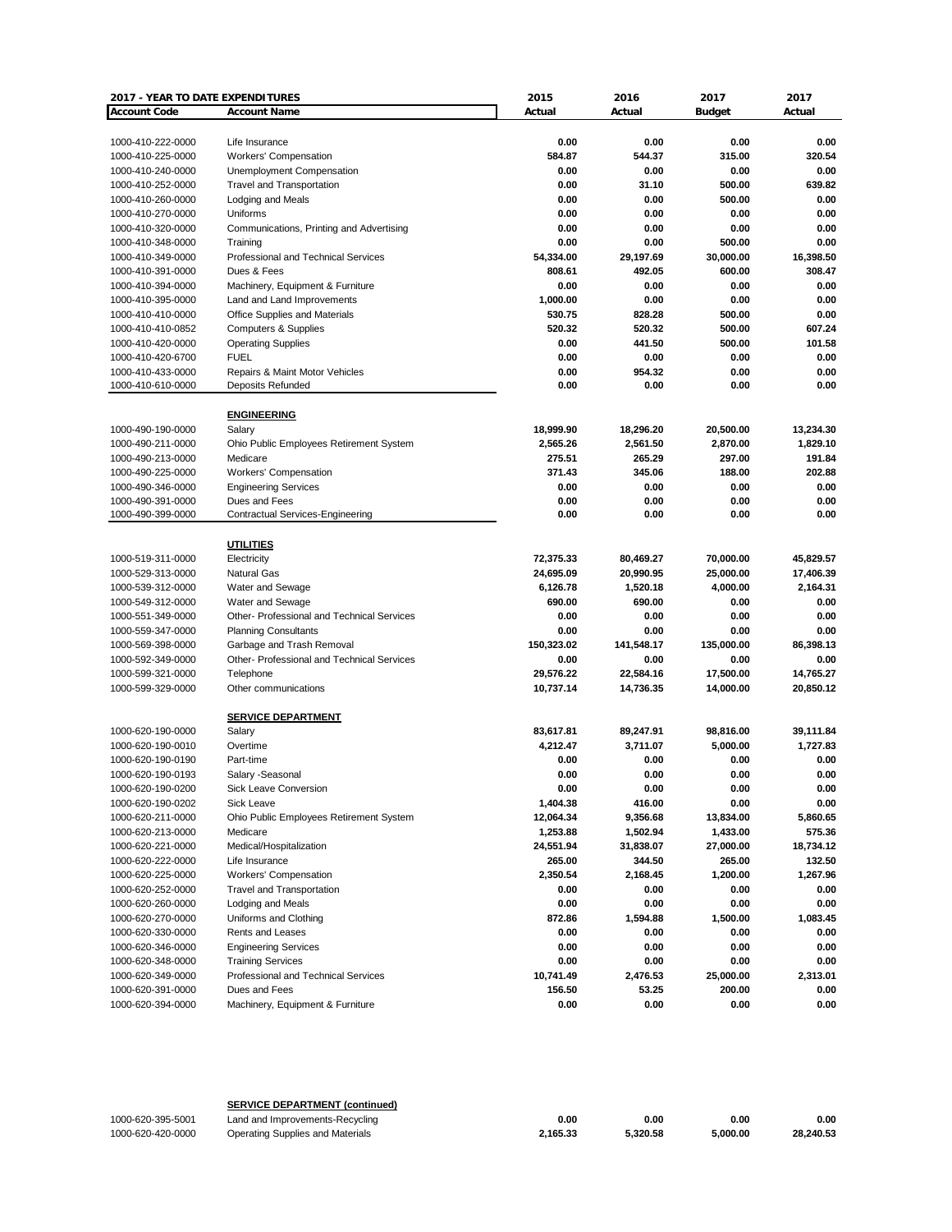| 2017 - YEAR TO DATE EXPENDITURES | | 2015 | 2016 | 2017 | 2017 |
|---|---|---|---|---|---|
| **Account Code** | **Account Name** | **Actual** | **Actual** | **Budget** | **Actual** |
| 1000-410-222-0000 | Life Insurance | 0.00 | 0.00 | 0.00 | 0.00 |
| 1000-410-225-0000 | Workers' Compensation | 584.87 | 544.37 | 315.00 | 320.54 |
| 1000-410-240-0000 | Unemployment Compensation | 0.00 | 0.00 | 0.00 | 0.00 |
| 1000-410-252-0000 | Travel and Transportation | 0.00 | 31.10 | 500.00 | 639.82 |
| 1000-410-260-0000 | Lodging and Meals | 0.00 | 0.00 | 500.00 | 0.00 |
| 1000-410-270-0000 | Uniforms | 0.00 | 0.00 | 0.00 | 0.00 |
| 1000-410-320-0000 | Communications, Printing and Advertising | 0.00 | 0.00 | 0.00 | 0.00 |
| 1000-410-348-0000 | Training | 0.00 | 0.00 | 500.00 | 0.00 |
| 1000-410-349-0000 | Professional and Technical Services | 54,334.00 | 29,197.69 | 30,000.00 | 16,398.50 |
| 1000-410-391-0000 | Dues & Fees | 808.61 | 492.05 | 600.00 | 308.47 |
| 1000-410-394-0000 | Machinery, Equipment & Furniture | 0.00 | 0.00 | 0.00 | 0.00 |
| 1000-410-395-0000 | Land and Land Improvements | 1,000.00 | 0.00 | 0.00 | 0.00 |
| 1000-410-410-0000 | Office Supplies and Materials | 530.75 | 828.28 | 500.00 | 0.00 |
| 1000-410-410-0852 | Computers & Supplies | 520.32 | 520.32 | 500.00 | 607.24 |
| 1000-410-420-0000 | Operating Supplies | 0.00 | 441.50 | 500.00 | 101.58 |
| 1000-410-420-6700 | FUEL | 0.00 | 0.00 | 0.00 | 0.00 |
| 1000-410-433-0000 | Repairs & Maint Motor Vehicles | 0.00 | 954.32 | 0.00 | 0.00 |
| 1000-410-610-0000 | Deposits Refunded | 0.00 | 0.00 | 0.00 | 0.00 |
| | **ENGINEERING** | | | | |
| 1000-490-190-0000 | Salary | 18,999.90 | 18,296.20 | 20,500.00 | 13,234.30 |
| 1000-490-211-0000 | Ohio Public Employees Retirement System | 2,565.26 | 2,561.50 | 2,870.00 | 1,829.10 |
| 1000-490-213-0000 | Medicare | 275.51 | 265.29 | 297.00 | 191.84 |
| 1000-490-225-0000 | Workers' Compensation | 371.43 | 345.06 | 188.00 | 202.88 |
| 1000-490-346-0000 | Engineering Services | 0.00 | 0.00 | 0.00 | 0.00 |
| 1000-490-391-0000 | Dues and Fees | 0.00 | 0.00 | 0.00 | 0.00 |
| 1000-490-399-0000 | Contractual Services-Engineering | 0.00 | 0.00 | 0.00 | 0.00 |
| | **UTILITIES** | | | | |
| 1000-519-311-0000 | Electricity | 72,375.33 | 80,469.27 | 70,000.00 | 45,829.57 |
| 1000-529-313-0000 | Natural Gas | 24,695.09 | 20,990.95 | 25,000.00 | 17,406.39 |
| 1000-539-312-0000 | Water and Sewage | 6,126.78 | 1,520.18 | 4,000.00 | 2,164.31 |
| 1000-549-312-0000 | Water and Sewage | 690.00 | 690.00 | 0.00 | 0.00 |
| 1000-551-349-0000 | Other- Professional and Technical Services | 0.00 | 0.00 | 0.00 | 0.00 |
| 1000-559-347-0000 | Planning Consultants | 0.00 | 0.00 | 0.00 | 0.00 |
| 1000-569-398-0000 | Garbage and Trash Removal | 150,323.02 | 141,548.17 | 135,000.00 | 86,398.13 |
| 1000-592-349-0000 | Other- Professional and Technical Services | 0.00 | 0.00 | 0.00 | 0.00 |
| 1000-599-321-0000 | Telephone | 29,576.22 | 22,584.16 | 17,500.00 | 14,765.27 |
| 1000-599-329-0000 | Other communications | 10,737.14 | 14,736.35 | 14,000.00 | 20,850.12 |
| | **SERVICE DEPARTMENT** | | | | |
| 1000-620-190-0000 | Salary | 83,617.81 | 89,247.91 | 98,816.00 | 39,111.84 |
| 1000-620-190-0010 | Overtime | 4,212.47 | 3,711.07 | 5,000.00 | 1,727.83 |
| 1000-620-190-0190 | Part-time | 0.00 | 0.00 | 0.00 | 0.00 |
| 1000-620-190-0193 | Salary -Seasonal | 0.00 | 0.00 | 0.00 | 0.00 |
| 1000-620-190-0200 | Sick Leave Conversion | 0.00 | 0.00 | 0.00 | 0.00 |
| 1000-620-190-0202 | Sick Leave | 1,404.38 | 416.00 | 0.00 | 0.00 |
| 1000-620-211-0000 | Ohio Public Employees Retirement System | 12,064.34 | 9,356.68 | 13,834.00 | 5,860.65 |
| 1000-620-213-0000 | Medicare | 1,253.88 | 1,502.94 | 1,433.00 | 575.36 |
| 1000-620-221-0000 | Medical/Hospitalization | 24,551.94 | 31,838.07 | 27,000.00 | 18,734.12 |
| 1000-620-222-0000 | Life Insurance | 265.00 | 344.50 | 265.00 | 132.50 |
| 1000-620-225-0000 | Workers' Compensation | 2,350.54 | 2,168.45 | 1,200.00 | 1,267.96 |
| 1000-620-252-0000 | Travel and Transportation | 0.00 | 0.00 | 0.00 | 0.00 |
| 1000-620-260-0000 | Lodging and Meals | 0.00 | 0.00 | 0.00 | 0.00 |
| 1000-620-270-0000 | Uniforms and Clothing | 872.86 | 1,594.88 | 1,500.00 | 1,083.45 |
| 1000-620-330-0000 | Rents and Leases | 0.00 | 0.00 | 0.00 | 0.00 |
| 1000-620-346-0000 | Engineering Services | 0.00 | 0.00 | 0.00 | 0.00 |
| 1000-620-348-0000 | Training Services | 0.00 | 0.00 | 0.00 | 0.00 |
| 1000-620-349-0000 | Professional and Technical Services | 10,741.49 | 2,476.53 | 25,000.00 | 2,313.01 |
| 1000-620-391-0000 | Dues and Fees | 156.50 | 53.25 | 200.00 | 0.00 |
| 1000-620-394-0000 | Machinery, Equipment & Furniture | 0.00 | 0.00 | 0.00 | 0.00 |
| | **SERVICE DEPARTMENT (continued)** | | | | |
| 1000-620-395-5001 | Land and Improvements-Recycling | 0.00 | 0.00 | 0.00 | 0.00 |
| 1000-620-420-0000 | Operating Supplies and Materials | 2,165.33 | 5,320.58 | 5,000.00 | 28,240.53 |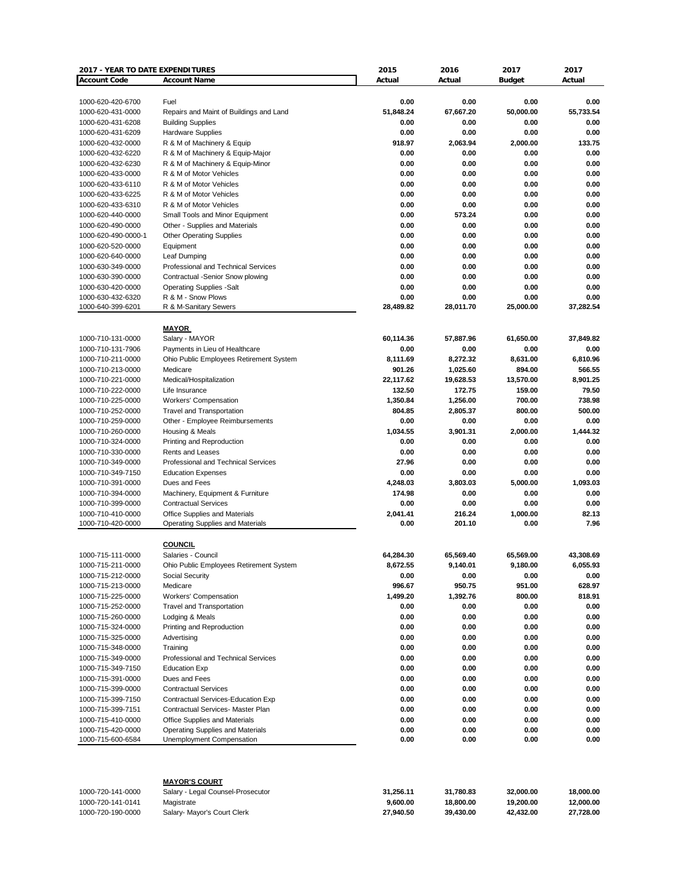| 2017 - YEAR TO DATE EXPENDITURES | | 2015 | 2016 | 2017 | 2017 |
|---|---|---|---|---|---|
| **Account Code** | **Account Name** | **Actual** | **Actual** | **Budget** | **Actual** |
| 1000-620-420-6700 | Fuel | 0.00 | 0.00 | 0.00 | 0.00 |
| 1000-620-431-0000 | Repairs and Maint of Buildings and Land | 51,848.24 | 67,667.20 | 50,000.00 | 55,733.54 |
| 1000-620-431-6208 | Building Supplies | 0.00 | 0.00 | 0.00 | 0.00 |
| 1000-620-431-6209 | Hardware Supplies | 0.00 | 0.00 | 0.00 | 0.00 |
| 1000-620-432-0000 | R & M of Machinery & Equip | 918.97 | 2,063.94 | 2,000.00 | 133.75 |
| 1000-620-432-6220 | R & M of Machinery & Equip-Major | 0.00 | 0.00 | 0.00 | 0.00 |
| 1000-620-432-6230 | R & M of Machinery & Equip-Minor | 0.00 | 0.00 | 0.00 | 0.00 |
| 1000-620-433-0000 | R & M of Motor Vehicles | 0.00 | 0.00 | 0.00 | 0.00 |
| 1000-620-433-6110 | R & M of Motor Vehicles | 0.00 | 0.00 | 0.00 | 0.00 |
| 1000-620-433-6225 | R & M of Motor Vehicles | 0.00 | 0.00 | 0.00 | 0.00 |
| 1000-620-433-6310 | R & M of Motor Vehicles | 0.00 | 0.00 | 0.00 | 0.00 |
| 1000-620-440-0000 | Small Tools and Minor Equipment | 0.00 | 573.24 | 0.00 | 0.00 |
| 1000-620-490-0000 | Other - Supplies and Materials | 0.00 | 0.00 | 0.00 | 0.00 |
| 1000-620-490-0000-1 | Other Operating Supplies | 0.00 | 0.00 | 0.00 | 0.00 |
| 1000-620-520-0000 | Equipment | 0.00 | 0.00 | 0.00 | 0.00 |
| 1000-620-640-0000 | Leaf Dumping | 0.00 | 0.00 | 0.00 | 0.00 |
| 1000-630-349-0000 | Professional and Technical Services | 0.00 | 0.00 | 0.00 | 0.00 |
| 1000-630-390-0000 | Contractual -Senior Snow plowing | 0.00 | 0.00 | 0.00 | 0.00 |
| 1000-630-420-0000 | Operating Supplies -Salt | 0.00 | 0.00 | 0.00 | 0.00 |
| 1000-630-432-6320 | R & M - Snow Plows | 0.00 | 0.00 | 0.00 | 0.00 |
| 1000-640-399-6201 | R & M-Sanitary Sewers | 28,489.82 | 28,011.70 | 25,000.00 | 37,282.54 |
| | **MAYOR** | | | | |
| 1000-710-131-0000 | Salary - MAYOR | 60,114.36 | 57,887.96 | 61,650.00 | 37,849.82 |
| 1000-710-131-7906 | Payments in Lieu of Healthcare | 0.00 | 0.00 | 0.00 | 0.00 |
| 1000-710-211-0000 | Ohio Public Employees Retirement System | 8,111.69 | 8,272.32 | 8,631.00 | 6,810.96 |
| 1000-710-213-0000 | Medicare | 901.26 | 1,025.60 | 894.00 | 566.55 |
| 1000-710-221-0000 | Medical/Hospitalization | 22,117.62 | 19,628.53 | 13,570.00 | 8,901.25 |
| 1000-710-222-0000 | Life Insurance | 132.50 | 172.75 | 159.00 | 79.50 |
| 1000-710-225-0000 | Workers' Compensation | 1,350.84 | 1,256.00 | 700.00 | 738.98 |
| 1000-710-252-0000 | Travel and Transportation | 804.85 | 2,805.37 | 800.00 | 500.00 |
| 1000-710-259-0000 | Other - Employee Reimbursements | 0.00 | 0.00 | 0.00 | 0.00 |
| 1000-710-260-0000 | Housing & Meals | 1,034.55 | 3,901.31 | 2,000.00 | 1,444.32 |
| 1000-710-324-0000 | Printing and Reproduction | 0.00 | 0.00 | 0.00 | 0.00 |
| 1000-710-330-0000 | Rents and Leases | 0.00 | 0.00 | 0.00 | 0.00 |
| 1000-710-349-0000 | Professional and Technical Services | 27.96 | 0.00 | 0.00 | 0.00 |
| 1000-710-349-7150 | Education Expenses | 0.00 | 0.00 | 0.00 | 0.00 |
| 1000-710-391-0000 | Dues and Fees | 4,248.03 | 3,803.03 | 5,000.00 | 1,093.03 |
| 1000-710-394-0000 | Machinery, Equipment & Furniture | 174.98 | 0.00 | 0.00 | 0.00 |
| 1000-710-399-0000 | Contractual Services | 0.00 | 0.00 | 0.00 | 0.00 |
| 1000-710-410-0000 | Office Supplies and Materials | 2,041.41 | 216.24 | 1,000.00 | 82.13 |
| 1000-710-420-0000 | Operating Supplies and Materials | 0.00 | 201.10 | 0.00 | 7.96 |
| | **COUNCIL** | | | | |
| 1000-715-111-0000 | Salaries - Council | 64,284.30 | 65,569.40 | 65,569.00 | 43,308.69 |
| 1000-715-211-0000 | Ohio Public Employees Retirement System | 8,672.55 | 9,140.01 | 9,180.00 | 6,055.93 |
| 1000-715-212-0000 | Social Security | 0.00 | 0.00 | 0.00 | 0.00 |
| 1000-715-213-0000 | Medicare | 996.67 | 950.75 | 951.00 | 628.97 |
| 1000-715-225-0000 | Workers' Compensation | 1,499.20 | 1,392.76 | 800.00 | 818.91 |
| 1000-715-252-0000 | Travel and Transportation | 0.00 | 0.00 | 0.00 | 0.00 |
| 1000-715-260-0000 | Lodging & Meals | 0.00 | 0.00 | 0.00 | 0.00 |
| 1000-715-324-0000 | Printing and Reproduction | 0.00 | 0.00 | 0.00 | 0.00 |
| 1000-715-325-0000 | Advertising | 0.00 | 0.00 | 0.00 | 0.00 |
| 1000-715-348-0000 | Training | 0.00 | 0.00 | 0.00 | 0.00 |
| 1000-715-349-0000 | Professional and Technical Services | 0.00 | 0.00 | 0.00 | 0.00 |
| 1000-715-349-7150 | Education Exp | 0.00 | 0.00 | 0.00 | 0.00 |
| 1000-715-391-0000 | Dues and Fees | 0.00 | 0.00 | 0.00 | 0.00 |
| 1000-715-399-0000 | Contractual Services | 0.00 | 0.00 | 0.00 | 0.00 |
| 1000-715-399-7150 | Contractual Services-Education Exp | 0.00 | 0.00 | 0.00 | 0.00 |
| 1000-715-399-7151 | Contractual Services- Master Plan | 0.00 | 0.00 | 0.00 | 0.00 |
| 1000-715-410-0000 | Office Supplies and Materials | 0.00 | 0.00 | 0.00 | 0.00 |
| 1000-715-420-0000 | Operating Supplies and Materials | 0.00 | 0.00 | 0.00 | 0.00 |
| 1000-715-600-6584 | Unemployment Compensation | 0.00 | 0.00 | 0.00 | 0.00 |
| | **MAYOR'S COURT** | | | | |
| 1000-720-141-0000 | Salary - Legal Counsel-Prosecutor | 31,256.11 | 31,780.83 | 32,000.00 | 18,000.00 |
| 1000-720-141-0141 | Magistrate | 9,600.00 | 18,800.00 | 19,200.00 | 12,000.00 |
| 1000-720-190-0000 | Salary- Mayor's Court Clerk | 27,940.50 | 39,430.00 | 42,432.00 | 27,728.00 |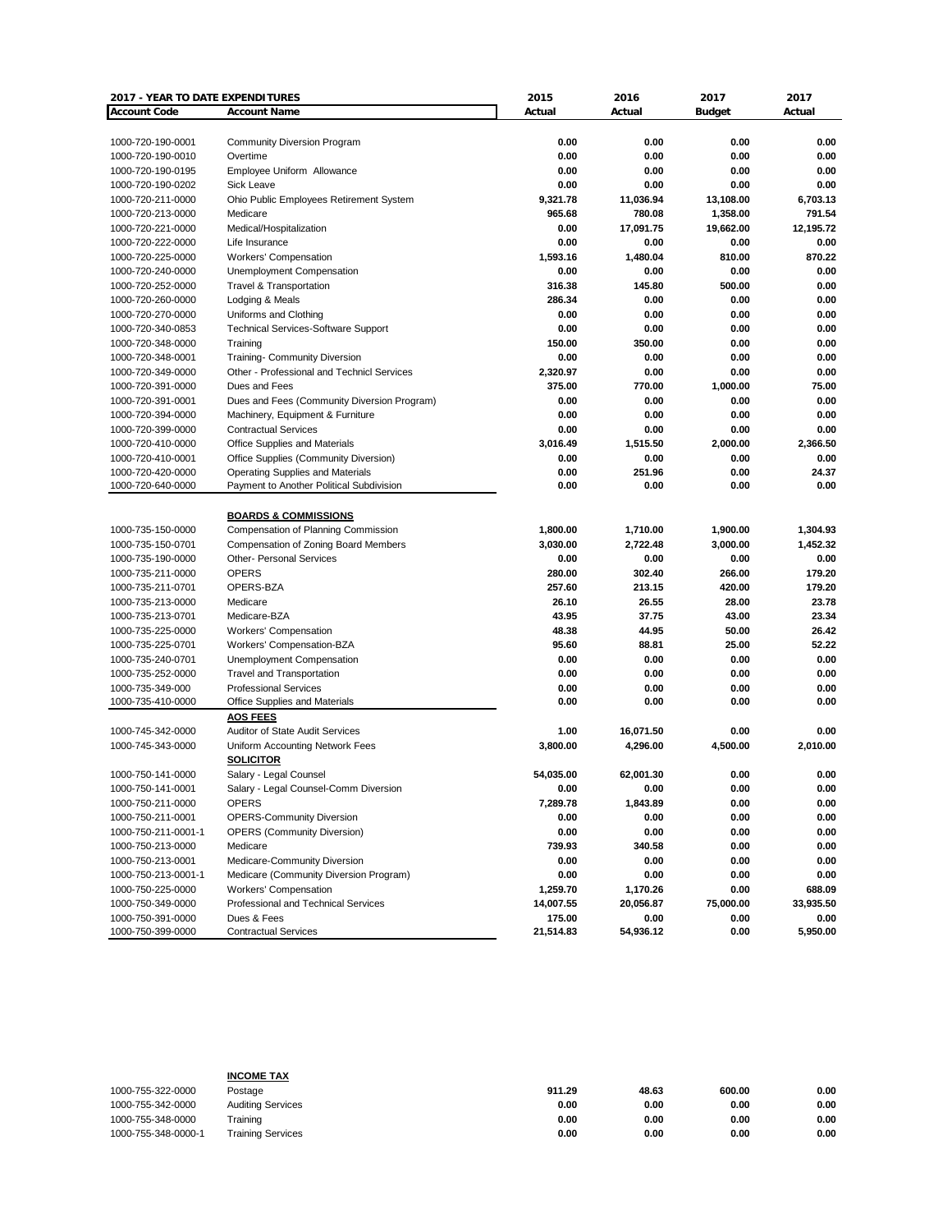| 2017 - YEAR TO DATE EXPENDITURES | | 2015 | 2016 | 2017 | 2017 |
|---|---|---|---|---|---|
| **Account Code** | **Account Name** | **Actual** | **Actual** | **Budget** | **Actual** |
| 1000-720-190-0001 | Community Diversion Program | 0.00 | 0.00 | 0.00 | 0.00 |
| 1000-720-190-0010 | Overtime | 0.00 | 0.00 | 0.00 | 0.00 |
| 1000-720-190-0195 | Employee Uniform Allowance | 0.00 | 0.00 | 0.00 | 0.00 |
| 1000-720-190-0202 | Sick Leave | 0.00 | 0.00 | 0.00 | 0.00 |
| 1000-720-211-0000 | Ohio Public Employees Retirement System | 9,321.78 | 11,036.94 | 13,108.00 | 6,703.13 |
| 1000-720-213-0000 | Medicare | 965.68 | 780.08 | 1,358.00 | 791.54 |
| 1000-720-221-0000 | Medical/Hospitalization | 0.00 | 17,091.75 | 19,662.00 | 12,195.72 |
| 1000-720-222-0000 | Life Insurance | 0.00 | 0.00 | 0.00 | 0.00 |
| 1000-720-225-0000 | Workers' Compensation | 1,593.16 | 1,480.04 | 810.00 | 870.22 |
| 1000-720-240-0000 | Unemployment Compensation | 0.00 | 0.00 | 0.00 | 0.00 |
| 1000-720-252-0000 | Travel & Transportation | 316.38 | 145.80 | 500.00 | 0.00 |
| 1000-720-260-0000 | Lodging & Meals | 286.34 | 0.00 | 0.00 | 0.00 |
| 1000-720-270-0000 | Uniforms and Clothing | 0.00 | 0.00 | 0.00 | 0.00 |
| 1000-720-340-0853 | Technical Services-Software Support | 0.00 | 0.00 | 0.00 | 0.00 |
| 1000-720-348-0000 | Training | 150.00 | 350.00 | 0.00 | 0.00 |
| 1000-720-348-0001 | Training- Community Diversion | 0.00 | 0.00 | 0.00 | 0.00 |
| 1000-720-349-0000 | Other - Professional and Technicl Services | 2,320.97 | 0.00 | 0.00 | 0.00 |
| 1000-720-391-0000 | Dues and Fees | 375.00 | 770.00 | 1,000.00 | 75.00 |
| 1000-720-391-0001 | Dues and Fees (Community Diversion Program) | 0.00 | 0.00 | 0.00 | 0.00 |
| 1000-720-394-0000 | Machinery, Equipment & Furniture | 0.00 | 0.00 | 0.00 | 0.00 |
| 1000-720-399-0000 | Contractual Services | 0.00 | 0.00 | 0.00 | 0.00 |
| 1000-720-410-0000 | Office Supplies and Materials | 3,016.49 | 1,515.50 | 2,000.00 | 2,366.50 |
| 1000-720-410-0001 | Office Supplies (Community Diversion) | 0.00 | 0.00 | 0.00 | 0.00 |
| 1000-720-420-0000 | Operating Supplies and Materials | 0.00 | 251.96 | 0.00 | 24.37 |
| 1000-720-640-0000 | Payment to Another Political Subdivision | 0.00 | 0.00 | 0.00 | 0.00 |
| | **BOARDS & COMMISSIONS** | | | | |
| 1000-735-150-0000 | Compensation of Planning Commission | 1,800.00 | 1,710.00 | 1,900.00 | 1,304.93 |
| 1000-735-150-0701 | Compensation of Zoning Board Members | 3,030.00 | 2,722.48 | 3,000.00 | 1,452.32 |
| 1000-735-190-0000 | Other- Personal Services | 0.00 | 0.00 | 0.00 | 0.00 |
| 1000-735-211-0000 | OPERS | 280.00 | 302.40 | 266.00 | 179.20 |
| 1000-735-211-0701 | OPERS-BZA | 257.60 | 213.15 | 420.00 | 179.20 |
| 1000-735-213-0000 | Medicare | 26.10 | 26.55 | 28.00 | 23.78 |
| 1000-735-213-0701 | Medicare-BZA | 43.95 | 37.75 | 43.00 | 23.34 |
| 1000-735-225-0000 | Workers' Compensation | 48.38 | 44.95 | 50.00 | 26.42 |
| 1000-735-225-0701 | Workers' Compensation-BZA | 95.60 | 88.81 | 25.00 | 52.22 |
| 1000-735-240-0701 | Unemployment Compensation | 0.00 | 0.00 | 0.00 | 0.00 |
| 1000-735-252-0000 | Travel and Transportation | 0.00 | 0.00 | 0.00 | 0.00 |
| 1000-735-349-000 | Professional Services | 0.00 | 0.00 | 0.00 | 0.00 |
| 1000-735-410-0000 | Office Supplies and Materials | 0.00 | 0.00 | 0.00 | 0.00 |
| | **AOS FEES** | | | | |
| 1000-745-342-0000 | Auditor of State Audit Services | 1.00 | 16,071.50 | 0.00 | 0.00 |
| 1000-745-343-0000 | Uniform Accounting Network Fees | 3,800.00 | 4,296.00 | 4,500.00 | 2,010.00 |
| | **SOLICITOR** | | | | |
| 1000-750-141-0000 | Salary - Legal Counsel | 54,035.00 | 62,001.30 | 0.00 | 0.00 |
| 1000-750-141-0001 | Salary - Legal Counsel-Comm Diversion | 0.00 | 0.00 | 0.00 | 0.00 |
| 1000-750-211-0000 | OPERS | 7,289.78 | 1,843.89 | 0.00 | 0.00 |
| 1000-750-211-0001 | OPERS-Community Diversion | 0.00 | 0.00 | 0.00 | 0.00 |
| 1000-750-211-0001-1 | OPERS (Community Diversion) | 0.00 | 0.00 | 0.00 | 0.00 |
| 1000-750-213-0000 | Medicare | 739.93 | 340.58 | 0.00 | 0.00 |
| 1000-750-213-0001 | Medicare-Community Diversion | 0.00 | 0.00 | 0.00 | 0.00 |
| 1000-750-213-0001-1 | Medicare (Community Diversion Program) | 0.00 | 0.00 | 0.00 | 0.00 |
| 1000-750-225-0000 | Workers' Compensation | 1,259.70 | 1,170.26 | 0.00 | 688.09 |
| 1000-750-349-0000 | Professional and Technical Services | 14,007.55 | 20,056.87 | 75,000.00 | 33,935.50 |
| 1000-750-391-0000 | Dues & Fees | 175.00 | 0.00 | 0.00 | 0.00 |
| 1000-750-399-0000 | Contractual Services | 21,514.83 | 54,936.12 | 0.00 | 5,950.00 |
| | **INCOME TAX** | | | | |
| 1000-755-322-0000 | Postage | 911.29 | 48.63 | 600.00 | 0.00 |
| 1000-755-342-0000 | Auditing Services | 0.00 | 0.00 | 0.00 | 0.00 |
| 1000-755-348-0000 | Training | 0.00 | 0.00 | 0.00 | 0.00 |
| 1000-755-348-0000-1 | Training Services | 0.00 | 0.00 | 0.00 | 0.00 |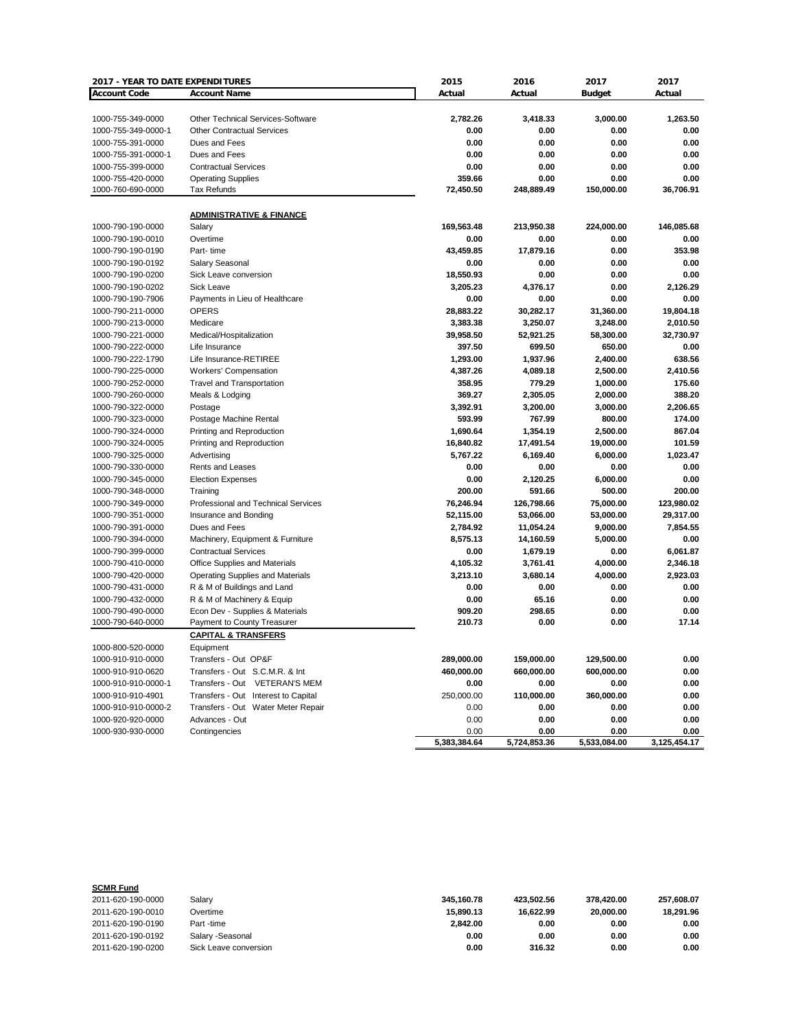| 2017 - YEAR TO DATE EXPENDITURES | | 2015 | 2016 | 2017 | 2017 |
|---|---|---|---|---|---|
| **Account Code** | **Account Name** | **Actual** | **Actual** | **Budget** | **Actual** |
| 1000-755-349-0000 | Other Technical Services-Software | **2,782.26** | **3,418.33** | **3,000.00** | **1,263.50** |
| 1000-755-349-0000-1 | Other Contractual Services | **0.00** | **0.00** | **0.00** | **0.00** |
| 1000-755-391-0000 | Dues and Fees | **0.00** | **0.00** | **0.00** | **0.00** |
| 1000-755-391-0000-1 | Dues and Fees | **0.00** | **0.00** | **0.00** | **0.00** |
| 1000-755-399-0000 | Contractual Services | **0.00** | **0.00** | **0.00** | **0.00** |
| 1000-755-420-0000 | Operating Supplies | **359.66** | **0.00** | **0.00** | **0.00** |
| 1000-760-690-0000 | Tax Refunds | **72,450.50** | **248,889.49** | **150,000.00** | **36,706.91** |
| | **ADMINISTRATIVE & FINANCE** | | | | |
| 1000-790-190-0000 | Salary | **169,563.48** | **213,950.38** | **224,000.00** | **146,085.68** |
| 1000-790-190-0010 | Overtime | **0.00** | **0.00** | **0.00** | **0.00** |
| 1000-790-190-0190 | Part- time | **43,459.85** | **17,879.16** | **0.00** | **353.98** |
| 1000-790-190-0192 | Salary Seasonal | **0.00** | **0.00** | **0.00** | **0.00** |
| 1000-790-190-0200 | Sick Leave conversion | **18,550.93** | **0.00** | **0.00** | **0.00** |
| 1000-790-190-0202 | Sick Leave | **3,205.23** | **4,376.17** | **0.00** | **2,126.29** |
| 1000-790-190-7906 | Payments in Lieu of Healthcare | **0.00** | **0.00** | **0.00** | **0.00** |
| 1000-790-211-0000 | OPERS | **28,883.22** | **30,282.17** | **31,360.00** | **19,804.18** |
| 1000-790-213-0000 | Medicare | **3,383.38** | **3,250.07** | **3,248.00** | **2,010.50** |
| 1000-790-221-0000 | Medical/Hospitalization | **39,958.50** | **52,921.25** | **58,300.00** | **32,730.97** |
| 1000-790-222-0000 | Life Insurance | **397.50** | **699.50** | **650.00** | **0.00** |
| 1000-790-222-1790 | Life Insurance-RETIREE | **1,293.00** | **1,937.96** | **2,400.00** | **638.56** |
| 1000-790-225-0000 | Workers' Compensation | **4,387.26** | **4,089.18** | **2,500.00** | **2,410.56** |
| 1000-790-252-0000 | Travel and Transportation | **358.95** | **779.29** | **1,000.00** | **175.60** |
| 1000-790-260-0000 | Meals & Lodging | **369.27** | **2,305.05** | **2,000.00** | **388.20** |
| 1000-790-322-0000 | Postage | **3,392.91** | **3,200.00** | **3,000.00** | **2,206.65** |
| 1000-790-323-0000 | Postage Machine Rental | **593.99** | **767.99** | **800.00** | **174.00** |
| 1000-790-324-0000 | Printing and Reproduction | **1,690.64** | **1,354.19** | **2,500.00** | **867.04** |
| 1000-790-324-0005 | Printing and Reproduction | **16,840.82** | **17,491.54** | **19,000.00** | **101.59** |
| 1000-790-325-0000 | Advertising | **5,767.22** | **6,169.40** | **6,000.00** | **1,023.47** |
| 1000-790-330-0000 | Rents and Leases | **0.00** | **0.00** | **0.00** | **0.00** |
| 1000-790-345-0000 | Election Expenses | **0.00** | **2,120.25** | **6,000.00** | **0.00** |
| 1000-790-348-0000 | Training | **200.00** | **591.66** | **500.00** | **200.00** |
| 1000-790-349-0000 | Professional and Technical Services | **76,246.94** | **126,798.66** | **75,000.00** | **123,980.02** |
| 1000-790-351-0000 | Insurance and Bonding | **52,115.00** | **53,066.00** | **53,000.00** | **29,317.00** |
| 1000-790-391-0000 | Dues and Fees | **2,784.92** | **11,054.24** | **9,000.00** | **7,854.55** |
| 1000-790-394-0000 | Machinery, Equipment & Furniture | **8,575.13** | **14,160.59** | **5,000.00** | **0.00** |
| 1000-790-399-0000 | Contractual Services | **0.00** | **1,679.19** | **0.00** | **6,061.87** |
| 1000-790-410-0000 | Office Supplies and Materials | **4,105.32** | **3,761.41** | **4,000.00** | **2,346.18** |
| 1000-790-420-0000 | Operating Supplies and Materials | **3,213.10** | **3,680.14** | **4,000.00** | **2,923.03** |
| 1000-790-431-0000 | R & M of Buildings and Land | **0.00** | **0.00** | **0.00** | **0.00** |
| 1000-790-432-0000 | R & M of Machinery & Equip | **0.00** | **65.16** | **0.00** | **0.00** |
| 1000-790-490-0000 | Econ Dev - Supplies & Materials | **909.20** | **298.65** | **0.00** | **0.00** |
| 1000-790-640-0000 | Payment to County Treasurer | **210.73** | **0.00** | **0.00** | **17.14** |
| | **CAPITAL & TRANSFERS** | | | | |
| 1000-800-520-0000 | Equipment | | | | |
| 1000-910-910-0000 | Transfers - Out OP&F | **289,000.00** | **159,000.00** | **129,500.00** | **0.00** |
| 1000-910-910-0620 | Transfers - Out S.C.M.R. & Int | **460,000.00** | **660,000.00** | **600,000.00** | **0.00** |
| 1000-910-910-0000-1 | Transfers - Out VETERAN'S MEM | **0.00** | **0.00** | **0.00** | **0.00** |
| 1000-910-910-4901 | Transfers - Out Interest to Capital | 250,000.00 | **110,000.00** | **360,000.00** | **0.00** |
| 1000-910-910-0000-2 | Transfers - Out Water Meter Repair | 0.00 | **0.00** | **0.00** | **0.00** |
| 1000-920-920-0000 | Advances - Out | 0.00 | **0.00** | **0.00** | **0.00** |
| 1000-930-930-0000 | Contingencies | 0.00 | **0.00** | **0.00** | **0.00** |
| | | **5,383,384.64** | **5,724,853.36** | **5,533,084.00** | **3,125,454.17** |

**SCMR Fund**

| Account Code | Account Name | 2015 Actual | 2016 Actual | 2017 Budget | 2017 Actual |
|---|---|---|---|---|---|
| 2011-620-190-0000 | Salary | **345,160.78** | **423,502.56** | **378,420.00** | **257,608.07** |
| 2011-620-190-0010 | Overtime | **15,890.13** | **16,622.99** | **20,000.00** | **18,291.96** |
| 2011-620-190-0190 | Part -time | **2,842.00** | **0.00** | **0.00** | **0.00** |
| 2011-620-190-0192 | Salary -Seasonal | **0.00** | **0.00** | **0.00** | **0.00** |
| 2011-620-190-0200 | Sick Leave conversion | **0.00** | **316.32** | **0.00** | **0.00** |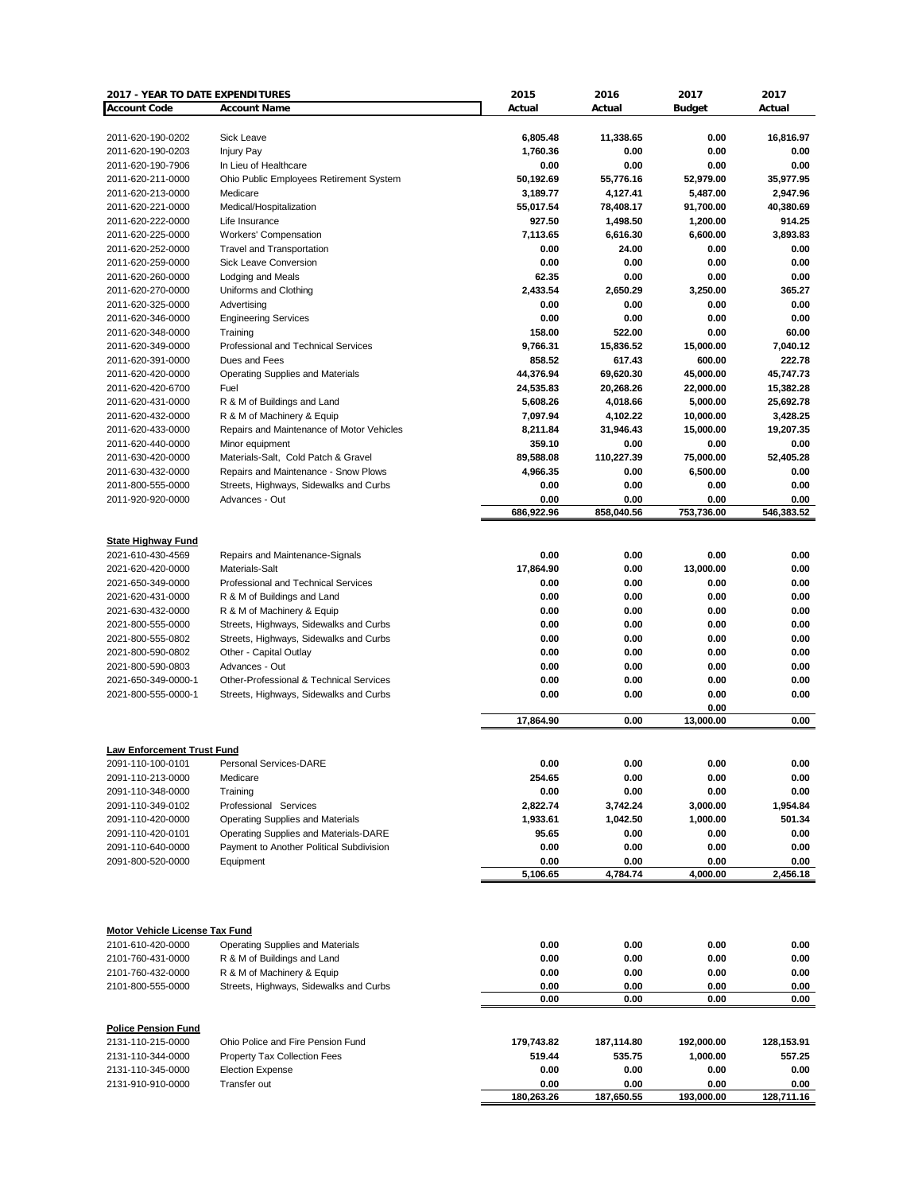| 2017 - YEAR TO DATE EXPENDITURES | | 2015 | 2016 | 2017 | 2017 |
|---|---|---|---|---|---|
| **Account Code** | **Account Name** | **Actual** | **Actual** | **Budget** | **Actual** |
| 2011-620-190-0202 | Sick Leave | 6,805.48 | 11,338.65 | 0.00 | 16,816.97 |
| 2011-620-190-0203 | Injury Pay | 1,760.36 | 0.00 | 0.00 | 0.00 |
| 2011-620-190-7906 | In Lieu of Healthcare | 0.00 | 0.00 | 0.00 | 0.00 |
| 2011-620-211-0000 | Ohio Public Employees Retirement System | 50,192.69 | 55,776.16 | 52,979.00 | 35,977.95 |
| 2011-620-213-0000 | Medicare | 3,189.77 | 4,127.41 | 5,487.00 | 2,947.96 |
| 2011-620-221-0000 | Medical/Hospitalization | 55,017.54 | 78,408.17 | 91,700.00 | 40,380.69 |
| 2011-620-222-0000 | Life Insurance | 927.50 | 1,498.50 | 1,200.00 | 914.25 |
| 2011-620-225-0000 | Workers' Compensation | 7,113.65 | 6,616.30 | 6,600.00 | 3,893.83 |
| 2011-620-252-0000 | Travel and Transportation | 0.00 | 24.00 | 0.00 | 0.00 |
| 2011-620-259-0000 | Sick Leave Conversion | 0.00 | 0.00 | 0.00 | 0.00 |
| 2011-620-260-0000 | Lodging and Meals | 62.35 | 0.00 | 0.00 | 0.00 |
| 2011-620-270-0000 | Uniforms and Clothing | 2,433.54 | 2,650.29 | 3,250.00 | 365.27 |
| 2011-620-325-0000 | Advertising | 0.00 | 0.00 | 0.00 | 0.00 |
| 2011-620-346-0000 | Engineering Services | 0.00 | 0.00 | 0.00 | 0.00 |
| 2011-620-348-0000 | Training | 158.00 | 522.00 | 0.00 | 60.00 |
| 2011-620-349-0000 | Professional and Technical Services | 9,766.31 | 15,836.52 | 15,000.00 | 7,040.12 |
| 2011-620-391-0000 | Dues and Fees | 858.52 | 617.43 | 600.00 | 222.78 |
| 2011-620-420-0000 | Operating Supplies and Materials | 44,376.94 | 69,620.30 | 45,000.00 | 45,747.73 |
| 2011-620-420-6700 | Fuel | 24,535.83 | 20,268.26 | 22,000.00 | 15,382.28 |
| 2011-620-431-0000 | R & M of Buildings and Land | 5,608.26 | 4,018.66 | 5,000.00 | 25,692.78 |
| 2011-620-432-0000 | R & M of Machinery & Equip | 7,097.94 | 4,102.22 | 10,000.00 | 3,428.25 |
| 2011-620-433-0000 | Repairs and Maintenance of Motor Vehicles | 8,211.84 | 31,946.43 | 15,000.00 | 19,207.35 |
| 2011-620-440-0000 | Minor equipment | 359.10 | 0.00 | 0.00 | 0.00 |
| 2011-630-420-0000 | Materials-Salt, Cold Patch & Gravel | 89,588.08 | 110,227.39 | 75,000.00 | 52,405.28 |
| 2011-630-432-0000 | Repairs and Maintenance - Snow Plows | 4,966.35 | 0.00 | 6,500.00 | 0.00 |
| 2011-800-555-0000 | Streets, Highways, Sidewalks and Curbs | 0.00 | 0.00 | 0.00 | 0.00 |
| 2011-920-920-0000 | Advances - Out | 0.00 | 0.00 | 0.00 | 0.00 |
| | | 686,922.96 | 858,040.56 | 753,736.00 | 546,383.52 |
| **State Highway Fund** | | | | | |
| 2021-610-430-4569 | Repairs and Maintenance-Signals | 0.00 | 0.00 | 0.00 | 0.00 |
| 2021-620-420-0000 | Materials-Salt | 17,864.90 | 0.00 | 13,000.00 | 0.00 |
| 2021-650-349-0000 | Professional and Technical Services | 0.00 | 0.00 | 0.00 | 0.00 |
| 2021-620-431-0000 | R & M of Buildings and Land | 0.00 | 0.00 | 0.00 | 0.00 |
| 2021-630-432-0000 | R & M of Machinery & Equip | 0.00 | 0.00 | 0.00 | 0.00 |
| 2021-800-555-0000 | Streets, Highways, Sidewalks and Curbs | 0.00 | 0.00 | 0.00 | 0.00 |
| 2021-800-555-0802 | Streets, Highways, Sidewalks and Curbs | 0.00 | 0.00 | 0.00 | 0.00 |
| 2021-800-590-0802 | Other - Capital Outlay | 0.00 | 0.00 | 0.00 | 0.00 |
| 2021-800-590-0803 | Advances - Out | 0.00 | 0.00 | 0.00 | 0.00 |
| 2021-650-349-0000-1 | Other-Professional & Technical Services | 0.00 | 0.00 | 0.00 | 0.00 |
| 2021-800-555-0000-1 | Streets, Highways, Sidewalks and Curbs | 0.00 | 0.00 | 0.00 | 0.00 |
| | | | | 0.00 | |
| | | 17,864.90 | 0.00 | 13,000.00 | 0.00 |
| **Law Enforcement Trust Fund** | | | | | |
| 2091-110-100-0101 | Personal Services-DARE | 0.00 | 0.00 | 0.00 | 0.00 |
| 2091-110-213-0000 | Medicare | 254.65 | 0.00 | 0.00 | 0.00 |
| 2091-110-348-0000 | Training | 0.00 | 0.00 | 0.00 | 0.00 |
| 2091-110-349-0102 | Professional Services | 2,822.74 | 3,742.24 | 3,000.00 | 1,954.84 |
| 2091-110-420-0000 | Operating Supplies and Materials | 1,933.61 | 1,042.50 | 1,000.00 | 501.34 |
| 2091-110-420-0101 | Operating Supplies and Materials-DARE | 95.65 | 0.00 | 0.00 | 0.00 |
| 2091-110-640-0000 | Payment to Another Political Subdivision | 0.00 | 0.00 | 0.00 | 0.00 |
| 2091-800-520-0000 | Equipment | 0.00 | 0.00 | 0.00 | 0.00 |
| | | 5,106.65 | 4,784.74 | 4,000.00 | 2,456.18 |
| **Motor Vehicle License Tax Fund** | | | | | |
| 2101-610-420-0000 | Operating Supplies and Materials | 0.00 | 0.00 | 0.00 | 0.00 |
| 2101-760-431-0000 | R & M of Buildings and Land | 0.00 | 0.00 | 0.00 | 0.00 |
| 2101-760-432-0000 | R & M of Machinery & Equip | 0.00 | 0.00 | 0.00 | 0.00 |
| 2101-800-555-0000 | Streets, Highways, Sidewalks and Curbs | 0.00 | 0.00 | 0.00 | 0.00 |
| | | 0.00 | 0.00 | 0.00 | 0.00 |
| **Police Pension Fund** | | | | | |
| 2131-110-215-0000 | Ohio Police and Fire Pension Fund | 179,743.82 | 187,114.80 | 192,000.00 | 128,153.91 |
| 2131-110-344-0000 | Property Tax Collection Fees | 519.44 | 535.75 | 1,000.00 | 557.25 |
| 2131-110-345-0000 | Election Expense | 0.00 | 0.00 | 0.00 | 0.00 |
| 2131-910-910-0000 | Transfer out | 0.00 | 0.00 | 0.00 | 0.00 |
| | | 180,263.26 | 187,650.55 | 193,000.00 | 128,711.16 |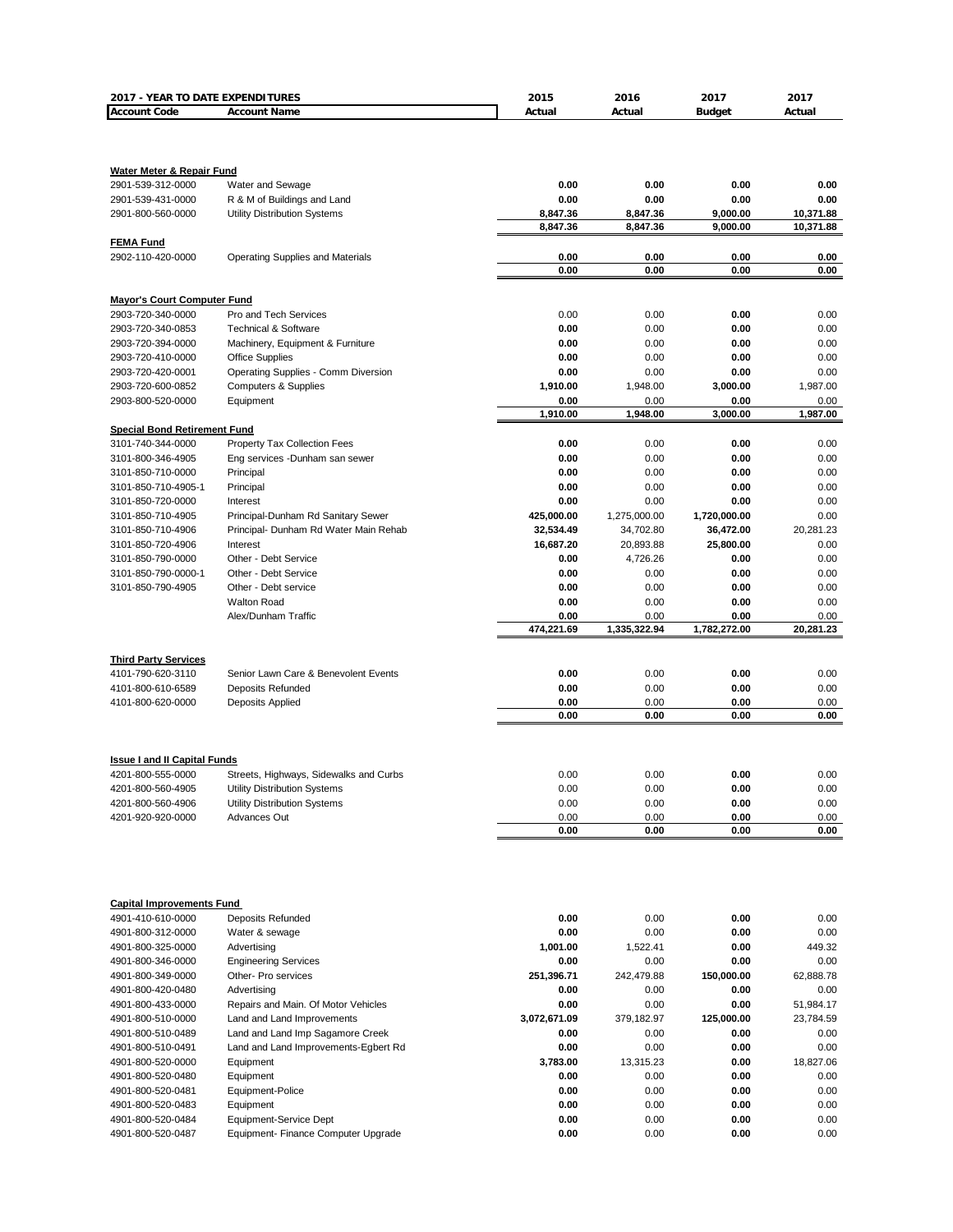| 2017 - YEAR TO DATE EXPENDITURES | | 2015 | 2016 | 2017 | 2017 |
|---|---|---|---|---|---|
| **Account Code** | **Account Name** | **Actual** | **Actual** | **Budget** | **Actual** |
| | | | | | |
| **Water Meter & Repair Fund** | | | | | |
| 2901-539-312-0000 | Water and Sewage | **0.00** | **0.00** | **0.00** | **0.00** |
| 2901-539-431-0000 | R & M of Buildings and Land | **0.00** | **0.00** | **0.00** | **0.00** |
| 2901-800-560-0000 | Utility Distribution Systems | **8,847.36** | **8,847.36** | **9,000.00** | **10,371.88** |
| | | **8,847.36** | **8,847.36** | **9,000.00** | **10,371.88** |
| **FEMA Fund** | | | | | |
| 2902-110-420-0000 | Operating Supplies and Materials | **0.00** | **0.00** | **0.00** | **0.00** |
| | | **0.00** | **0.00** | **0.00** | **0.00** |
| | | | | | |
| **Mayor's Court Computer Fund** | | | | | |
| 2903-720-340-0000 | Pro and Tech Services | 0.00 | 0.00 | **0.00** | 0.00 |
| 2903-720-340-0853 | Technical & Software | **0.00** | 0.00 | **0.00** | 0.00 |
| 2903-720-394-0000 | Machinery, Equipment & Furniture | **0.00** | 0.00 | **0.00** | 0.00 |
| 2903-720-410-0000 | Office Supplies | **0.00** | 0.00 | **0.00** | 0.00 |
| 2903-720-420-0001 | Operating Supplies - Comm Diversion | **0.00** | 0.00 | **0.00** | 0.00 |
| 2903-720-600-0852 | Computers & Supplies | **1,910.00** | 1,948.00 | **3,000.00** | 1,987.00 |
| 2903-800-520-0000 | Equipment | **0.00** | 0.00 | **0.00** | 0.00 |
| | | **1,910.00** | **1,948.00** | **3,000.00** | **1,987.00** |
| **Special Bond Retirement Fund** | | | | | |
| 3101-740-344-0000 | Property Tax Collection Fees | **0.00** | 0.00 | **0.00** | 0.00 |
| 3101-800-346-4905 | Eng services -Dunham san sewer | **0.00** | 0.00 | **0.00** | 0.00 |
| 3101-850-710-0000 | Principal | **0.00** | 0.00 | **0.00** | 0.00 |
| 3101-850-710-4905-1 | Principal | **0.00** | 0.00 | **0.00** | 0.00 |
| 3101-850-720-0000 | Interest | **0.00** | 0.00 | **0.00** | 0.00 |
| 3101-850-710-4905 | Principal-Dunham Rd Sanitary Sewer | **425,000.00** | 1,275,000.00 | **1,720,000.00** | 0.00 |
| 3101-850-710-4906 | Principal- Dunham Rd Water Main Rehab | **32,534.49** | 34,702.80 | **36,472.00** | 20,281.23 |
| 3101-850-720-4906 | Interest | **16,687.20** | 20,893.88 | **25,800.00** | 0.00 |
| 3101-850-790-0000 | Other - Debt Service | **0.00** | 4,726.26 | **0.00** | 0.00 |
| 3101-850-790-0000-1 | Other - Debt Service | **0.00** | 0.00 | **0.00** | 0.00 |
| 3101-850-790-4905 | Other - Debt service | **0.00** | 0.00 | **0.00** | 0.00 |
| | Walton Road | **0.00** | 0.00 | **0.00** | 0.00 |
| | Alex/Dunham Traffic | **0.00** | 0.00 | **0.00** | 0.00 |
| | | **474,221.69** | **1,335,322.94** | **1,782,272.00** | **20,281.23** |
| | | | | | |
| **Third Party Services** | | | | | |
| 4101-790-620-3110 | Senior Lawn Care & Benevolent Events | **0.00** | 0.00 | **0.00** | 0.00 |
| 4101-800-610-6589 | Deposits Refunded | **0.00** | 0.00 | **0.00** | 0.00 |
| 4101-800-620-0000 | Deposits Applied | **0.00** | 0.00 | **0.00** | 0.00 |
| | | **0.00** | **0.00** | **0.00** | **0.00** |
| | | | | | |
| **Issue I and II Capital Funds** | | | | | |
| 4201-800-555-0000 | Streets, Highways, Sidewalks and Curbs | 0.00 | 0.00 | **0.00** | 0.00 |
| 4201-800-560-4905 | Utility Distribution Systems | 0.00 | 0.00 | **0.00** | 0.00 |
| 4201-800-560-4906 | Utility Distribution Systems | 0.00 | 0.00 | **0.00** | 0.00 |
| 4201-920-920-0000 | Advances Out | 0.00 | 0.00 | **0.00** | 0.00 |
| | | **0.00** | **0.00** | **0.00** | **0.00** |
| | | | | | |
| **Capital Improvements Fund** | | | | | |
| 4901-410-610-0000 | Deposits Refunded | **0.00** | 0.00 | **0.00** | 0.00 |
| 4901-800-312-0000 | Water & sewage | **0.00** | 0.00 | **0.00** | 0.00 |
| 4901-800-325-0000 | Advertising | **1,001.00** | 1,522.41 | **0.00** | 449.32 |
| 4901-800-346-0000 | Engineering Services | **0.00** | 0.00 | **0.00** | 0.00 |
| 4901-800-349-0000 | Other- Pro services | **251,396.71** | 242,479.88 | **150,000.00** | 62,888.78 |
| 4901-800-420-0480 | Advertising | **0.00** | 0.00 | **0.00** | 0.00 |
| 4901-800-433-0000 | Repairs and Main. Of Motor Vehicles | **0.00** | 0.00 | **0.00** | 51,984.17 |
| 4901-800-510-0000 | Land and Land Improvements | **3,072,671.09** | 379,182.97 | **125,000.00** | 23,784.59 |
| 4901-800-510-0489 | Land and Land Imp Sagamore Creek | **0.00** | 0.00 | **0.00** | 0.00 |
| 4901-800-510-0491 | Land and Land Improvements-Egbert Rd | **0.00** | 0.00 | **0.00** | 0.00 |
| 4901-800-520-0000 | Equipment | **3,783.00** | 13,315.23 | **0.00** | 18,827.06 |
| 4901-800-520-0480 | Equipment | **0.00** | 0.00 | **0.00** | 0.00 |
| 4901-800-520-0481 | Equipment-Police | **0.00** | 0.00 | **0.00** | 0.00 |
| 4901-800-520-0483 | Equipment | **0.00** | 0.00 | **0.00** | 0.00 |
| 4901-800-520-0484 | Equipment-Service Dept | **0.00** | 0.00 | **0.00** | 0.00 |
| 4901-800-520-0487 | Equipment- Finance Computer Upgrade | **0.00** | 0.00 | **0.00** | 0.00 |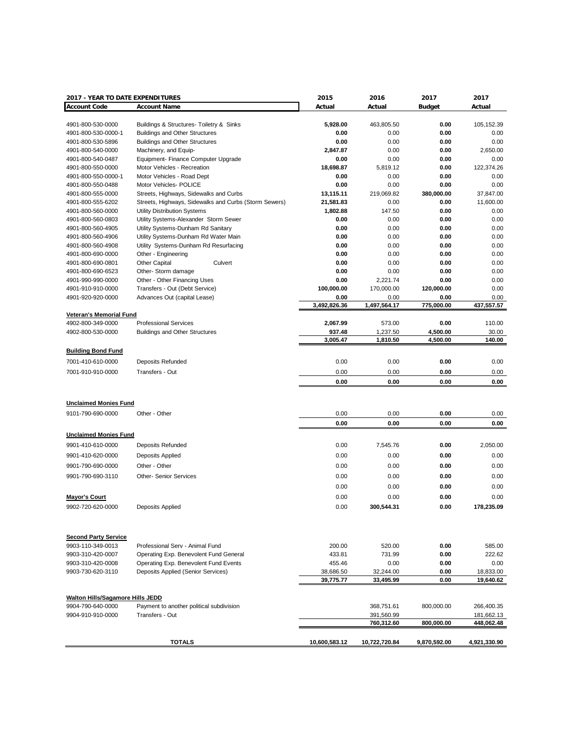| 2017 - YEAR TO DATE EXPENDITURES | | 2015 | 2016 | 2017 | 2017 |
|---|---|---|---|---|---|
| **Account Code** | **Account Name** | **Actual** | **Actual** | **Budget** | **Actual** |
| 4901-800-530-0000 | Buildings & Structures- Toiletry & Sinks | **5,928.00** | 463,805.50 | **0.00** | 105,152.39 |
| 4901-800-530-0000-1 | Buildings and Other Structures | **0.00** | 0.00 | **0.00** | 0.00 |
| 4901-800-530-5896 | Buildings and Other Structures | **0.00** | 0.00 | **0.00** | 0.00 |
| 4901-800-540-0000 | Machinery, and Equip- | **2,847.87** | 0.00 | **0.00** | 2,650.00 |
| 4901-800-540-0487 | Equipment- Finance Computer Upgrade | **0.00** | 0.00 | **0.00** | 0.00 |
| 4901-800-550-0000 | Motor Vehicles - Recreation | **18,698.87** | 5,819.12 | **0.00** | 122,374.26 |
| 4901-800-550-0000-1 | Motor Vehicles - Road Dept | **0.00** | 0.00 | **0.00** | 0.00 |
| 4901-800-550-0488 | Motor Vehicles- POLICE | **0.00** | 0.00 | **0.00** | 0.00 |
| 4901-800-555-0000 | Streets, Highways, Sidewalks and Curbs | **13,115.11** | 219,069.82 | **380,000.00** | 37,847.00 |
| 4901-800-555-6202 | Streets, Highways, Sidewalks and Curbs (Storm Sewers) | **21,581.83** | 0.00 | **0.00** | 11,600.00 |
| 4901-800-560-0000 | Utility Distribution Systems | **1,802.88** | 147.50 | **0.00** | 0.00 |
| 4901-800-560-0803 | Utility Systems-Alexander Storm Sewer | **0.00** | 0.00 | **0.00** | 0.00 |
| 4901-800-560-4905 | Utility Systems-Dunham Rd Sanitary | **0.00** | 0.00 | **0.00** | 0.00 |
| 4901-800-560-4906 | Utility Systems-Dunham Rd Water Main | **0.00** | 0.00 | **0.00** | 0.00 |
| 4901-800-560-4908 | Utility Systems-Dunham Rd Resurfacing | **0.00** | 0.00 | **0.00** | 0.00 |
| 4901-800-690-0000 | Other - Engineering | **0.00** | 0.00 | **0.00** | 0.00 |
| 4901-800-690-0801 | Other Capital Culvert | **0.00** | 0.00 | **0.00** | 0.00 |
| 4901-800-690-6523 | Other- Storm damage | **0.00** | 0.00 | **0.00** | 0.00 |
| 4901-990-990-0000 | Other - Other Financing Uses | **0.00** | 2,221.74 | **0.00** | 0.00 |
| 4901-910-910-0000 | Transfers - Out (Debt Service) | **100,000.00** | 170,000.00 | **120,000.00** | 0.00 |
| 4901-920-920-0000 | Advances Out (capital Lease) | **0.00** | 0.00 | **0.00** | 0.00 |
| | | **3,492,826.36** | **1,497,564.17** | **775,000.00** | **437,557.57** |
| **Veteran's Memorial Fund** | | | | | |
| 4902-800-349-0000 | Professional Services | **2,067.99** | 573.00 | **0.00** | 110.00 |
| 4902-800-530-0000 | Buildings and Other Structures | **937.48** | 1,237.50 | **4,500.00** | 30.00 |
| | | **3,005.47** | **1,810.50** | **4,500.00** | **140.00** |
| **Building Bond Fund** | | | | | |
| 7001-410-610-0000 | Deposits Refunded | 0.00 | 0.00 | **0.00** | 0.00 |
| 7001-910-910-0000 | Transfers - Out | 0.00 | 0.00 | **0.00** | 0.00 |
| | | **0.00** | **0.00** | **0.00** | **0.00** |
| **Unclaimed Monies Fund** | | | | | |
| 9101-790-690-0000 | Other - Other | 0.00 | 0.00 | **0.00** | 0.00 |
| | | **0.00** | **0.00** | **0.00** | **0.00** |
| **Unclaimed Monies Fund** | | | | | |
| 9901-410-610-0000 | Deposits Refunded | 0.00 | 7,545.76 | **0.00** | 2,050.00 |
| 9901-410-620-0000 | Deposits Applied | 0.00 | 0.00 | **0.00** | 0.00 |
| 9901-790-690-0000 | Other - Other | 0.00 | 0.00 | **0.00** | 0.00 |
| 9901-790-690-3110 | Other- Senior Services | 0.00 | 0.00 | **0.00** | 0.00 |
| | | 0.00 | 0.00 | **0.00** | 0.00 |
| **Mayor's Court** | | 0.00 | 0.00 | **0.00** | 0.00 |
| 9902-720-620-0000 | Deposits Applied | 0.00 | **300,544.31** | **0.00** | **178,235.09** |
| **Second Party Service** | | | | | |
| 9903-110-349-0013 | Professional Serv - Animal Fund | 200.00 | 520.00 | **0.00** | 585.00 |
| 9903-310-420-0007 | Operating Exp. Benevolent Fund General | 433.81 | 731.99 | **0.00** | 222.62 |
| 9903-310-420-0008 | Operating Exp. Benevolent Fund Events | 455.46 | 0.00 | **0.00** | 0.00 |
| 9903-730-620-3110 | Deposits Applied (Senior Services) | 38,686.50 | 32,244.00 | **0.00** | 18,833.00 |
| | | **39,775.77** | **33,495.99** | **0.00** | **19,640.62** |
| **Walton Hills/Sagamore Hills JEDD** | | | | | |
| 9904-790-640-0000 | Payment to another political subdivision | | 368,751.61 | 800,000.00 | 266,400.35 |
| 9904-910-910-0000 | Transfers - Out | | 391,560.99 | | 181,662.13 |
| | | | **760,312.60** | **800,000.00** | **448,062.48** |
| | **TOTALS** | **10,600,583.12** | **10,722,720.84** | **9,870,592.00** | **4,921,330.90** |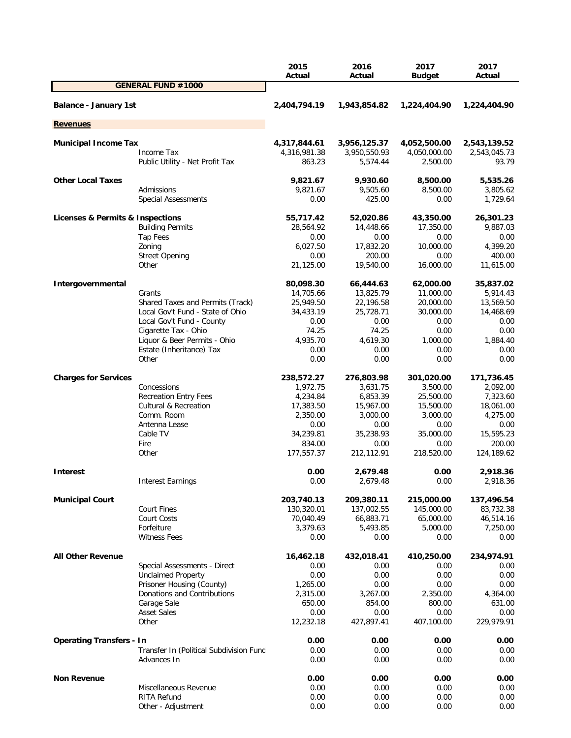| | | 2015 Actual | 2016 Actual | 2017 Budget | 2017 Actual |
|---|---|---|---|---|---|
| **GENERAL FUND #1000** | | | | | |
| **Balance - January 1st** | | **2,404,794.19** | **1,943,854.82** | **1,224,404.90** | **1,224,404.90** |
| **Revenues** | | | | | |
| **Municipal Income Tax** | | **4,317,844.61** | **3,956,125.37** | **4,052,500.00** | **2,543,139.52** |
| | Income Tax | 4,316,981.38 | 3,950,550.93 | 4,050,000.00 | 2,543,045.73 |
| | Public Utility - Net Profit Tax | 863.23 | 5,574.44 | 2,500.00 | 93.79 |
| **Other Local Taxes** | | **9,821.67** | **9,930.60** | **8,500.00** | **5,535.26** |
| | Admissions | 9,821.67 | 9,505.60 | 8,500.00 | 3,805.62 |
| | Special Assessments | 0.00 | 425.00 | 0.00 | 1,729.64 |
| **Licenses & Permits & Inspections** | | **55,717.42** | **52,020.86** | **43,350.00** | **26,301.23** |
| | Building Permits | 28,564.92 | 14,448.66 | 17,350.00 | 9,887.03 |
| | Tap Fees | 0.00 | 0.00 | 0.00 | 0.00 |
| | Zoning | 6,027.50 | 17,832.20 | 10,000.00 | 4,399.20 |
| | Street Opening | 0.00 | 200.00 | 0.00 | 400.00 |
| | Other | 21,125.00 | 19,540.00 | 16,000.00 | 11,615.00 |
| **Intergovernmental** | | **80,098.30** | **66,444.63** | **62,000.00** | **35,837.02** |
| | Grants | 14,705.66 | 13,825.79 | 11,000.00 | 5,914.43 |
| | Shared Taxes and Permits (Track) | 25,949.50 | 22,196.58 | 20,000.00 | 13,569.50 |
| | Local Gov't Fund - State of Ohio | 34,433.19 | 25,728.71 | 30,000.00 | 14,468.69 |
| | Local Gov't Fund - County | 0.00 | 0.00 | 0.00 | 0.00 |
| | Cigarette Tax - Ohio | 74.25 | 74.25 | 0.00 | 0.00 |
| | Liquor & Beer Permits - Ohio | 4,935.70 | 4,619.30 | 1,000.00 | 1,884.40 |
| | Estate (Inheritance) Tax | 0.00 | 0.00 | 0.00 | 0.00 |
| | Other | 0.00 | 0.00 | 0.00 | 0.00 |
| **Charges for Services** | | **238,572.27** | **276,803.98** | **301,020.00** | **171,736.45** |
| | Concessions | 1,972.75 | 3,631.75 | 3,500.00 | 2,092.00 |
| | Recreation Entry Fees | 4,234.84 | 6,853.39 | 25,500.00 | 7,323.60 |
| | Cultural & Recreation | 17,383.50 | 15,967.00 | 15,500.00 | 18,061.00 |
| | Comm. Room | 2,350.00 | 3,000.00 | 3,000.00 | 4,275.00 |
| | Antenna Lease | 0.00 | 0.00 | 0.00 | 0.00 |
| | Cable TV | 34,239.81 | 35,238.93 | 35,000.00 | 15,595.23 |
| | Fire | 834.00 | 0.00 | 0.00 | 200.00 |
| | Other | 177,557.37 | 212,112.91 | 218,520.00 | 124,189.62 |
| **Interest** | | **0.00** | **2,679.48** | **0.00** | **2,918.36** |
| | Interest Earnings | 0.00 | 2,679.48 | 0.00 | 2,918.36 |
| **Municipal Court** | | **203,740.13** | **209,380.11** | **215,000.00** | **137,496.54** |
| | Court Fines | 130,320.01 | 137,002.55 | 145,000.00 | 83,732.38 |
| | Court Costs | 70,040.49 | 66,883.71 | 65,000.00 | 46,514.16 |
| | Forfeiture | 3,379.63 | 5,493.85 | 5,000.00 | 7,250.00 |
| | Witness Fees | 0.00 | 0.00 | 0.00 | 0.00 |
| **All Other Revenue** | | **16,462.18** | **432,018.41** | **410,250.00** | **234,974.91** |
| | Special Assessments - Direct | 0.00 | 0.00 | 0.00 | 0.00 |
| | Unclaimed Property | 0.00 | 0.00 | 0.00 | 0.00 |
| | Prisoner Housing (County) | 1,265.00 | 0.00 | 0.00 | 0.00 |
| | Donations and Contributions | 2,315.00 | 3,267.00 | 2,350.00 | 4,364.00 |
| | Garage Sale | 650.00 | 854.00 | 800.00 | 631.00 |
| | Asset Sales | 0.00 | 0.00 | 0.00 | 0.00 |
| | Other | 12,232.18 | 427,897.41 | 407,100.00 | 229,979.91 |
| **Operating Transfers - In** | | **0.00** | **0.00** | **0.00** | **0.00** |
| | Transfer In (Political Subdivision Fund | 0.00 | 0.00 | 0.00 | 0.00 |
| | Advances In | 0.00 | 0.00 | 0.00 | 0.00 |
| **Non Revenue** | | **0.00** | **0.00** | **0.00** | **0.00** |
| | Miscellaneous Revenue | 0.00 | 0.00 | 0.00 | 0.00 |
| | RITA Refund | 0.00 | 0.00 | 0.00 | 0.00 |
| | Other - Adjustment | 0.00 | 0.00 | 0.00 | 0.00 |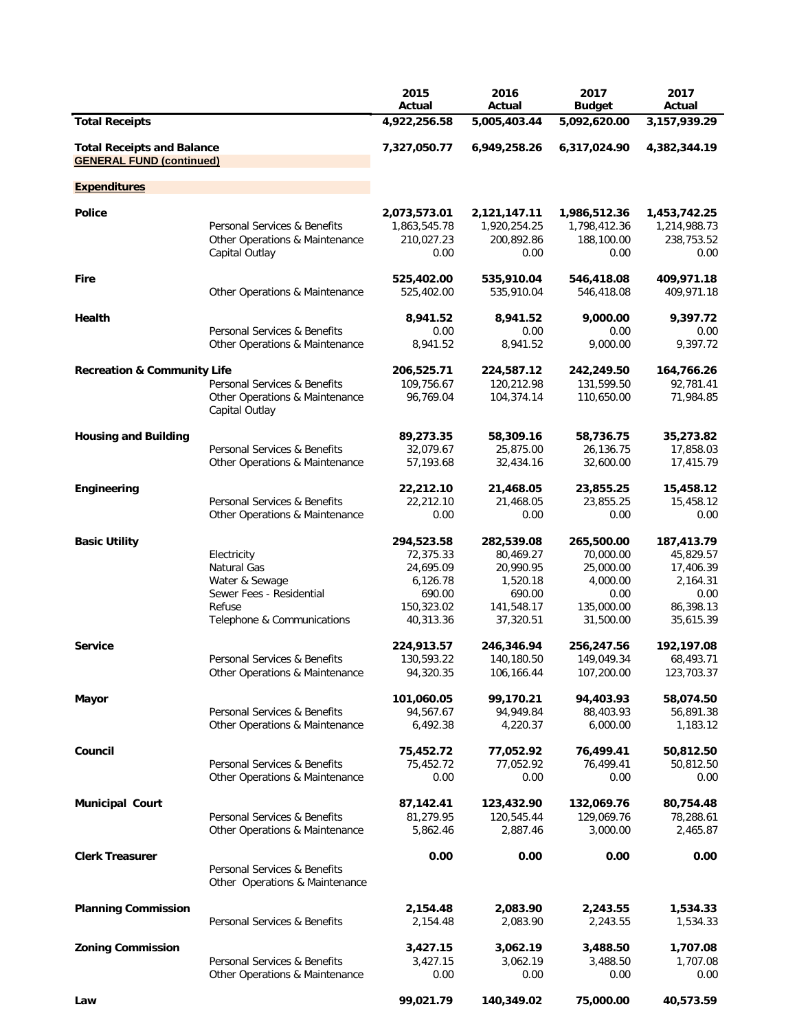| | | 2015 Actual | 2016 Actual | 2017 Budget | 2017 Actual |
|---|---|---|---|---|---|
| **Total Receipts** | | **4,922,256.58** | **5,005,403.44** | **5,092,620.00** | **3,157,939.29** |
| | | | | | |
| **Total Receipts and Balance** | | **7,327,050.77** | **6,949,258.26** | **6,317,024.90** | **4,382,344.19** |
| **GENERAL FUND (continued)** | | | | | |
| | | | | | |
| **Expenditures** | | | | | |
| | | | | | |
| **Police** | | **2,073,573.01** | **2,121,147.11** | **1,986,512.36** | **1,453,742.25** |
| | Personal Services & Benefits | 1,863,545.78 | 1,920,254.25 | 1,798,412.36 | 1,214,988.73 |
| | Other Operations & Maintenance | 210,027.23 | 200,892.86 | 188,100.00 | 238,753.52 |
| | Capital Outlay | 0.00 | 0.00 | 0.00 | 0.00 |
| | | | | | |
| **Fire** | | **525,402.00** | **535,910.04** | **546,418.08** | **409,971.18** |
| | Other Operations & Maintenance | 525,402.00 | 535,910.04 | 546,418.08 | 409,971.18 |
| | | | | | |
| **Health** | | **8,941.52** | **8,941.52** | **9,000.00** | **9,397.72** |
| | Personal Services & Benefits | 0.00 | 0.00 | 0.00 | 0.00 |
| | Other Operations & Maintenance | 8,941.52 | 8,941.52 | 9,000.00 | 9,397.72 |
| | | | | | |
| **Recreation & Community Life** | | **206,525.71** | **224,587.12** | **242,249.50** | **164,766.26** |
| | Personal Services & Benefits | 109,756.67 | 120,212.98 | 131,599.50 | 92,781.41 |
| | Other Operations & Maintenance | 96,769.04 | 104,374.14 | 110,650.00 | 71,984.85 |
| | Capital Outlay | | | | |
| | | | | | |
| **Housing and Building** | | **89,273.35** | **58,309.16** | **58,736.75** | **35,273.82** |
| | Personal Services & Benefits | 32,079.67 | 25,875.00 | 26,136.75 | 17,858.03 |
| | Other Operations & Maintenance | 57,193.68 | 32,434.16 | 32,600.00 | 17,415.79 |
| | | | | | |
| **Engineering** | | **22,212.10** | **21,468.05** | **23,855.25** | **15,458.12** |
| | Personal Services & Benefits | 22,212.10 | 21,468.05 | 23,855.25 | 15,458.12 |
| | Other Operations & Maintenance | 0.00 | 0.00 | 0.00 | 0.00 |
| | | | | | |
| **Basic Utility** | | **294,523.58** | **282,539.08** | **265,500.00** | **187,413.79** |
| | Electricity | 72,375.33 | 80,469.27 | 70,000.00 | 45,829.57 |
| | Natural Gas | 24,695.09 | 20,990.95 | 25,000.00 | 17,406.39 |
| | Water & Sewage | 6,126.78 | 1,520.18 | 4,000.00 | 2,164.31 |
| | Sewer Fees - Residential | 690.00 | 690.00 | 0.00 | 0.00 |
| | Refuse | 150,323.02 | 141,548.17 | 135,000.00 | 86,398.13 |
| | Telephone & Communications | 40,313.36 | 37,320.51 | 31,500.00 | 35,615.39 |
| | | | | | |
| **Service** | | **224,913.57** | **246,346.94** | **256,247.56** | **192,197.08** |
| | Personal Services & Benefits | 130,593.22 | 140,180.50 | 149,049.34 | 68,493.71 |
| | Other Operations & Maintenance | 94,320.35 | 106,166.44 | 107,200.00 | 123,703.37 |
| | | | | | |
| **Mayor** | | **101,060.05** | **99,170.21** | **94,403.93** | **58,074.50** |
| | Personal Services & Benefits | 94,567.67 | 94,949.84 | 88,403.93 | 56,891.38 |
| | Other Operations & Maintenance | 6,492.38 | 4,220.37 | 6,000.00 | 1,183.12 |
| | | | | | |
| **Council** | | **75,452.72** | **77,052.92** | **76,499.41** | **50,812.50** |
| | Personal Services & Benefits | 75,452.72 | 77,052.92 | 76,499.41 | 50,812.50 |
| | Other Operations & Maintenance | 0.00 | 0.00 | 0.00 | 0.00 |
| | | | | | |
| **Municipal Court** | | **87,142.41** | **123,432.90** | **132,069.76** | **80,754.48** |
| | Personal Services & Benefits | 81,279.95 | 120,545.44 | 129,069.76 | 78,288.61 |
| | Other Operations & Maintenance | 5,862.46 | 2,887.46 | 3,000.00 | 2,465.87 |
| | | | | | |
| **Clerk Treasurer** | | **0.00** | **0.00** | **0.00** | **0.00** |
| | Personal Services & Benefits | | | | |
| | Other Operations & Maintenance | | | | |
| | | | | | |
| **Planning Commission** | | **2,154.48** | **2,083.90** | **2,243.55** | **1,534.33** |
| | Personal Services & Benefits | 2,154.48 | 2,083.90 | 2,243.55 | 1,534.33 |
| | | | | | |
| **Zoning Commission** | | **3,427.15** | **3,062.19** | **3,488.50** | **1,707.08** |
| | Personal Services & Benefits | 3,427.15 | 3,062.19 | 3,488.50 | 1,707.08 |
| | Other Operations & Maintenance | 0.00 | 0.00 | 0.00 | 0.00 |
| | | | | | |
| **Law** | | **99,021.79** | **140,349.02** | **75,000.00** | **40,573.59** |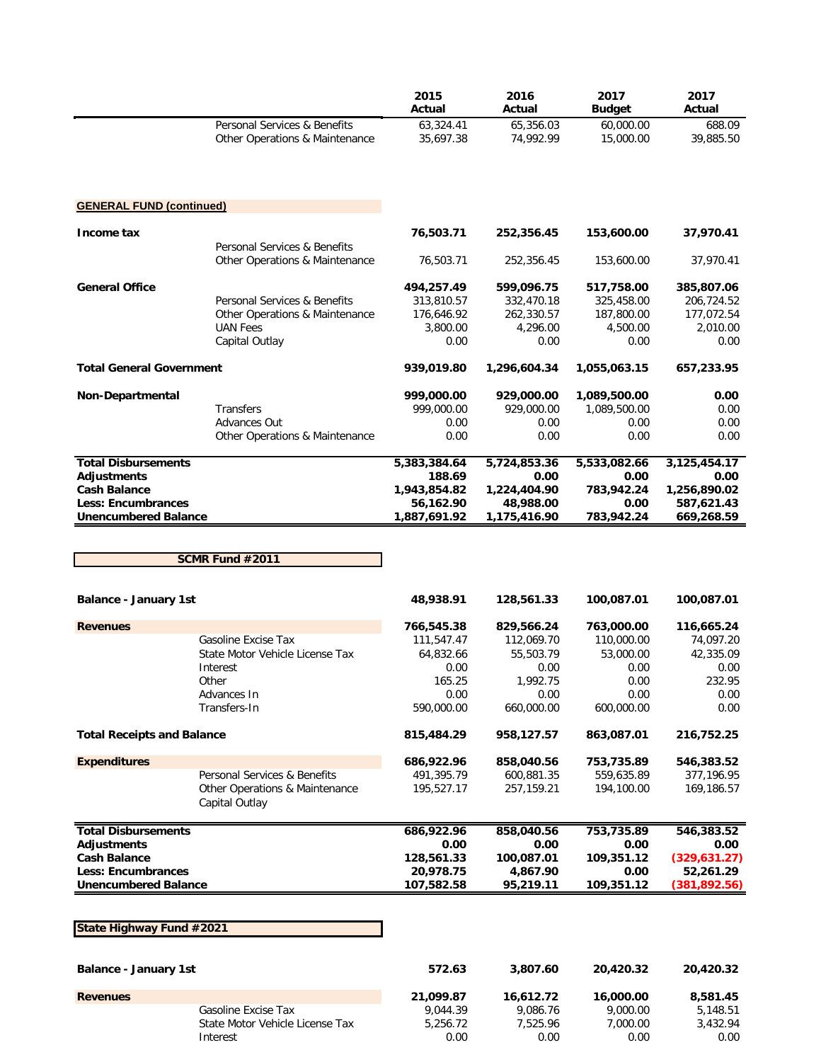| | | 2015 Actual | 2016 Actual | 2017 Budget | 2017 Actual |
|---|---|---|---|---|---|
| | Personal Services & Benefits | 63,324.41 | 65,356.03 | 60,000.00 | 688.09 |
| | Other Operations & Maintenance | 35,697.38 | 74,992.99 | 15,000.00 | 39,885.50 |

**GENERAL FUND (continued)**

| | | 2015 Actual | 2016 Actual | 2017 Budget | 2017 Actual |
|---|---|---|---|---|---|
| **Income tax** | | **76,503.71** | **252,356.45** | **153,600.00** | **37,970.41** |
| | Personal Services & Benefits | | | | |
| | Other Operations & Maintenance | 76,503.71 | 252,356.45 | 153,600.00 | 37,970.41 |
| **General Office** | | **494,257.49** | **599,096.75** | **517,758.00** | **385,807.06** |
| | Personal Services & Benefits | 313,810.57 | 332,470.18 | 325,458.00 | 206,724.52 |
| | Other Operations & Maintenance | 176,646.92 | 262,330.57 | 187,800.00 | 177,072.54 |
| | UAN Fees | 3,800.00 | 4,296.00 | 4,500.00 | 2,010.00 |
| | Capital Outlay | 0.00 | 0.00 | 0.00 | 0.00 |
| **Total General Government** | | **939,019.80** | **1,296,604.34** | **1,055,063.15** | **657,233.95** |
| **Non-Departmental** | | **999,000.00** | **929,000.00** | **1,089,500.00** | **0.00** |
| | Transfers | 999,000.00 | 929,000.00 | 1,089,500.00 | 0.00 |
| | Advances Out | 0.00 | 0.00 | 0.00 | 0.00 |
| | Other Operations & Maintenance | 0.00 | 0.00 | 0.00 | 0.00 |
| **Total Disbursements** | | **5,383,384.64** | **5,724,853.36** | **5,533,082.66** | **3,125,454.17** |
| **Adjustments** | | **188.69** | **0.00** | **0.00** | **0.00** |
| **Cash Balance** | | **1,943,854.82** | **1,224,404.90** | **783,942.24** | **1,256,890.02** |
| **Less: Encumbrances** | | **56,162.90** | **48,988.00** | **0.00** | **587,621.43** |
| **Unencumbered Balance** | | **1,887,691.92** | **1,175,416.90** | **783,942.24** | **669,268.59** |

**SCMR Fund #2011**

| | | 2015 Actual | 2016 Actual | 2017 Budget | 2017 Actual |
|---|---|---|---|---|---|
| **Balance - January 1st** | | **48,938.91** | **128,561.33** | **100,087.01** | **100,087.01** |
| **Revenues** | | **766,545.38** | **829,566.24** | **763,000.00** | **116,665.24** |
| | Gasoline Excise Tax | 111,547.47 | 112,069.70 | 110,000.00 | 74,097.20 |
| | State Motor Vehicle License Tax | 64,832.66 | 55,503.79 | 53,000.00 | 42,335.09 |
| | Interest | 0.00 | 0.00 | 0.00 | 0.00 |
| | Other | 165.25 | 1,992.75 | 0.00 | 232.95 |
| | Advances In | 0.00 | 0.00 | 0.00 | 0.00 |
| | Transfers-In | 590,000.00 | 660,000.00 | 600,000.00 | 0.00 |
| **Total Receipts and Balance** | | **815,484.29** | **958,127.57** | **863,087.01** | **216,752.25** |
| **Expenditures** | | **686,922.96** | **858,040.56** | **753,735.89** | **546,383.52** |
| | Personal Services & Benefits | 491,395.79 | 600,881.35 | 559,635.89 | 377,196.95 |
| | Other Operations & Maintenance | 195,527.17 | 257,159.21 | 194,100.00 | 169,186.57 |
| | Capital Outlay | | | | |
| **Total Disbursements** | | **686,922.96** | **858,040.56** | **753,735.89** | **546,383.52** |
| **Adjustments** | | **0.00** | **0.00** | **0.00** | **0.00** |
| **Cash Balance** | | **128,561.33** | **100,087.01** | **109,351.12** | **(329,631.27)** |
| **Less: Encumbrances** | | **20,978.75** | **4,867.90** | **0.00** | **52,261.29** |
| **Unencumbered Balance** | | **107,582.58** | **95,219.11** | **109,351.12** | **(381,892.56)** |

**State Highway Fund #2021**

| | | 2015 Actual | 2016 Actual | 2017 Budget | 2017 Actual |
|---|---|---|---|---|---|
| **Balance - January 1st** | | **572.63** | **3,807.60** | **20,420.32** | **20,420.32** |
| **Revenues** | | **21,099.87** | **16,612.72** | **16,000.00** | **8,581.45** |
| | Gasoline Excise Tax | 9,044.39 | 9,086.76 | 9,000.00 | 5,148.51 |
| | State Motor Vehicle License Tax | 5,256.72 | 7,525.96 | 7,000.00 | 3,432.94 |
| | Interest | 0.00 | 0.00 | 0.00 | 0.00 |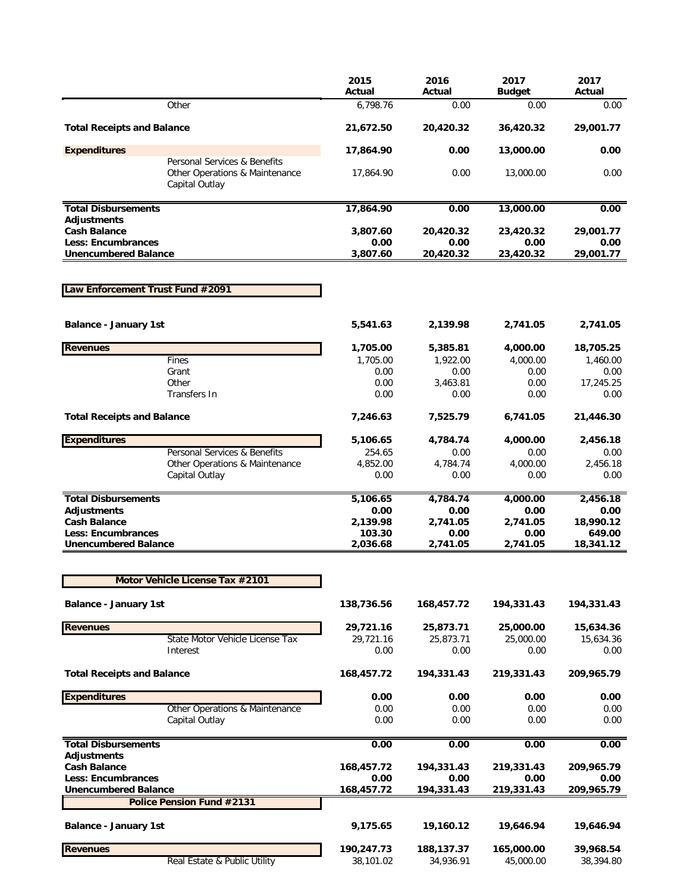| | 2015 Actual | 2016 Actual | 2017 Budget | 2017 Actual |
|---|---|---|---|---|
| Other | 6,798.76 | 0.00 | 0.00 | 0.00 |
| **Total Receipts and Balance** | **21,672.50** | **20,420.32** | **36,420.32** | **29,001.77** |
| **Expenditures** | **17,864.90** | **0.00** | **13,000.00** | **0.00** |
| Personal Services & Benefits | | | | |
| Other Operations & Maintenance | 17,864.90 | 0.00 | 13,000.00 | 0.00 |
| Capital Outlay | | | | |
| **Total Disbursements** | **17,864.90** | **0.00** | **13,000.00** | **0.00** |
| **Adjustments** | | | | |
| **Cash Balance** | **3,807.60** | **20,420.32** | **23,420.32** | **29,001.77** |
| **Less: Encumbrances** | **0.00** | **0.00** | **0.00** | **0.00** |
| **Unencumbered Balance** | **3,807.60** | **20,420.32** | **23,420.32** | **29,001.77** |

## Law Enforcement Trust Fund #2091

| | 2015 Actual | 2016 Actual | 2017 Budget | 2017 Actual |
|---|---|---|---|---|
| **Balance - January 1st** | **5,541.63** | **2,139.98** | **2,741.05** | **2,741.05** |
| **Revenues** | **1,705.00** | **5,385.81** | **4,000.00** | **18,705.25** |
| Fines | 1,705.00 | 1,922.00 | 4,000.00 | 1,460.00 |
| Grant | 0.00 | 0.00 | 0.00 | 0.00 |
| Other | 0.00 | 3,463.81 | 0.00 | 17,245.25 |
| Transfers In | 0.00 | 0.00 | 0.00 | 0.00 |
| **Total Receipts and Balance** | **7,246.63** | **7,525.79** | **6,741.05** | **21,446.30** |
| **Expenditures** | **5,106.65** | **4,784.74** | **4,000.00** | **2,456.18** |
| Personal Services & Benefits | 254.65 | 0.00 | 0.00 | 0.00 |
| Other Operations & Maintenance | 4,852.00 | 4,784.74 | 4,000.00 | 2,456.18 |
| Capital Outlay | 0.00 | 0.00 | 0.00 | 0.00 |
| **Total Disbursements** | **5,106.65** | **4,784.74** | **4,000.00** | **2,456.18** |
| **Adjustments** | **0.00** | **0.00** | **0.00** | **0.00** |
| **Cash Balance** | **2,139.98** | **2,741.05** | **2,741.05** | **18,990.12** |
| **Less: Encumbrances** | **103.30** | **0.00** | **0.00** | **649.00** |
| **Unencumbered Balance** | **2,036.68** | **2,741.05** | **2,741.05** | **18,341.12** |

## Motor Vehicle License Tax #2101

| | 2015 Actual | 2016 Actual | 2017 Budget | 2017 Actual |
|---|---|---|---|---|
| **Balance - January 1st** | **138,736.56** | **168,457.72** | **194,331.43** | **194,331.43** |
| **Revenues** | **29,721.16** | **25,873.71** | **25,000.00** | **15,634.36** |
| State Motor Vehicle License Tax | 29,721.16 | 25,873.71 | 25,000.00 | 15,634.36 |
| Interest | 0.00 | 0.00 | 0.00 | 0.00 |
| **Total Receipts and Balance** | **168,457.72** | **194,331.43** | **219,331.43** | **209,965.79** |
| **Expenditures** | **0.00** | **0.00** | **0.00** | **0.00** |
| Other Operations & Maintenance | 0.00 | 0.00 | 0.00 | 0.00 |
| Capital Outlay | 0.00 | 0.00 | 0.00 | 0.00 |
| **Total Disbursements** | **0.00** | **0.00** | **0.00** | **0.00** |
| **Adjustments** | | | | |
| **Cash Balance** | **168,457.72** | **194,331.43** | **219,331.43** | **209,965.79** |
| **Less: Encumbrances** | **0.00** | **0.00** | **0.00** | **0.00** |
| **Unencumbered Balance** | **168,457.72** | **194,331.43** | **219,331.43** | **209,965.79** |

## Police Pension Fund #2131

| | 2015 Actual | 2016 Actual | 2017 Budget | 2017 Actual |
|---|---|---|---|---|
| **Balance - January 1st** | **9,175.65** | **19,160.12** | **19,646.94** | **19,646.94** |
| **Revenues** | **190,247.73** | **188,137.37** | **165,000.00** | **39,968.54** |
| Real Estate & Public Utility | 38,101.02 | 34,936.91 | 45,000.00 | 38,394.80 |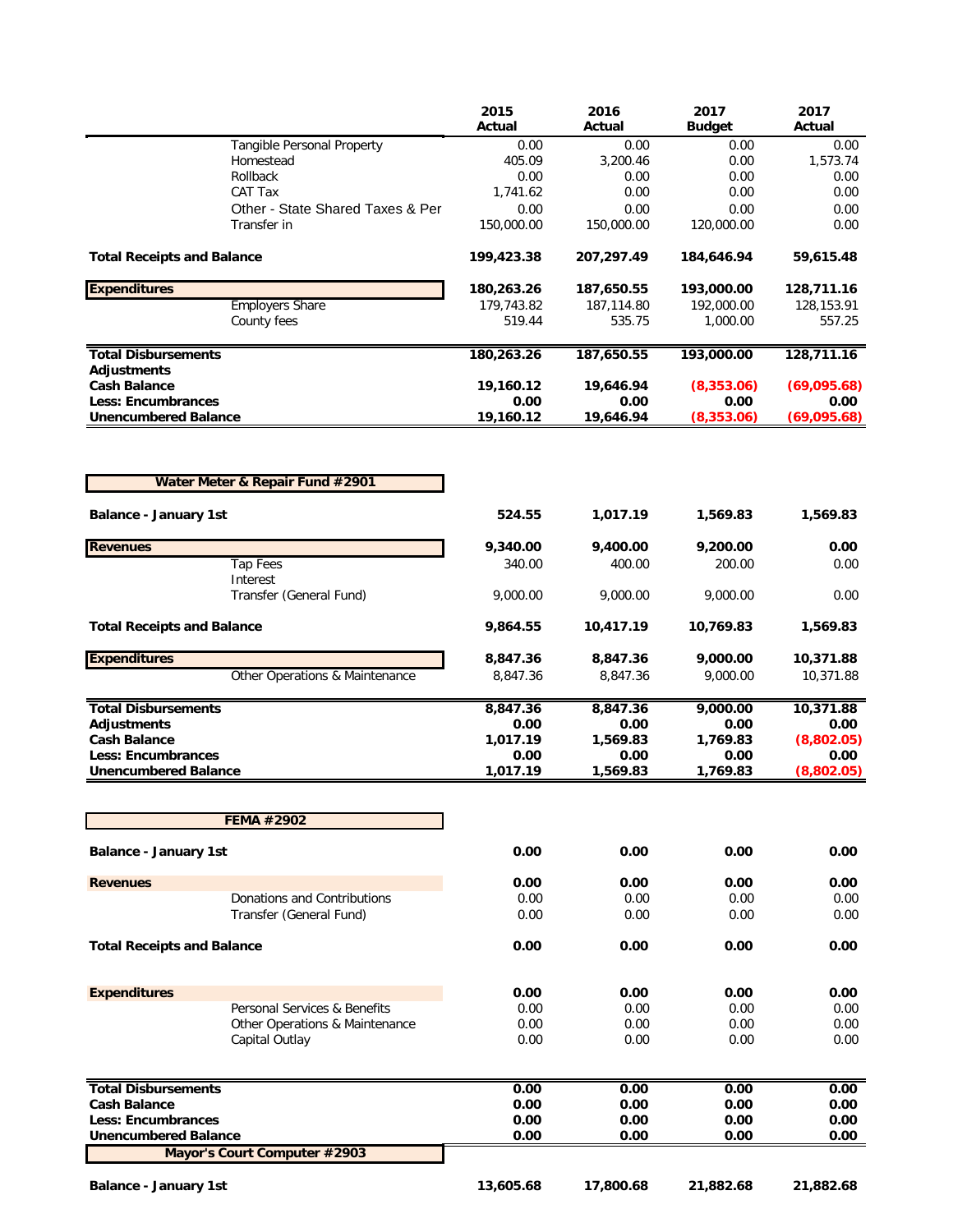| | 2015 Actual | 2016 Actual | 2017 Budget | 2017 Actual |
|---|---|---|---|---|
| Tangible Personal Property | 0.00 | 0.00 | 0.00 | 0.00 |
| Homestead | 405.09 | 3,200.46 | 0.00 | 1,573.74 |
| Rollback | 0.00 | 0.00 | 0.00 | 0.00 |
| CAT Tax | 1,741.62 | 0.00 | 0.00 | 0.00 |
| Other - State Shared Taxes & Per | 0.00 | 0.00 | 0.00 | 0.00 |
| Transfer in | 150,000.00 | 150,000.00 | 120,000.00 | 0.00 |
| **Total Receipts and Balance** | **199,423.38** | **207,297.49** | **184,646.94** | **59,615.48** |
| **Expenditures** | **180,263.26** | **187,650.55** | **193,000.00** | **128,711.16** |
| Employers Share | 179,743.82 | 187,114.80 | 192,000.00 | 128,153.91 |
| County fees | 519.44 | 535.75 | 1,000.00 | 557.25 |
| **Total Disbursements** | **180,263.26** | **187,650.55** | **193,000.00** | **128,711.16** |
| **Adjustments** | | | | |
| **Cash Balance** | **19,160.12** | **19,646.94** | **(8,353.06)** | **(69,095.68)** |
| **Less: Encumbrances** | **0.00** | **0.00** | **0.00** | **0.00** |
| **Unencumbered Balance** | **19,160.12** | **19,646.94** | **(8,353.06)** | **(69,095.68)** |

## Water Meter & Repair Fund #2901

| | 2015 Actual | 2016 Actual | 2017 Budget | 2017 Actual |
|---|---|---|---|---|
| **Balance - January 1st** | **524.55** | **1,017.19** | **1,569.83** | **1,569.83** |
| **Revenues** | **9,340.00** | **9,400.00** | **9,200.00** | **0.00** |
| Tap Fees | 340.00 | 400.00 | 200.00 | 0.00 |
| Interest | | | | |
| Transfer (General Fund) | 9,000.00 | 9,000.00 | 9,000.00 | 0.00 |
| **Total Receipts and Balance** | **9,864.55** | **10,417.19** | **10,769.83** | **1,569.83** |
| **Expenditures** | **8,847.36** | **8,847.36** | **9,000.00** | **10,371.88** |
| Other Operations & Maintenance | 8,847.36 | 8,847.36 | 9,000.00 | 10,371.88 |
| **Total Disbursements** | **8,847.36** | **8,847.36** | **9,000.00** | **10,371.88** |
| **Adjustments** | **0.00** | **0.00** | **0.00** | **0.00** |
| **Cash Balance** | **1,017.19** | **1,569.83** | **1,769.83** | **(8,802.05)** |
| **Less: Encumbrances** | **0.00** | **0.00** | **0.00** | **0.00** |
| **Unencumbered Balance** | **1,017.19** | **1,569.83** | **1,769.83** | **(8,802.05)** |

## FEMA #2902

| | 2015 Actual | 2016 Actual | 2017 Budget | 2017 Actual |
|---|---|---|---|---|
| **Balance - January 1st** | **0.00** | **0.00** | **0.00** | **0.00** |
| **Revenues** | **0.00** | **0.00** | **0.00** | **0.00** |
| Donations and Contributions | 0.00 | 0.00 | 0.00 | 0.00 |
| Transfer (General Fund) | 0.00 | 0.00 | 0.00 | 0.00 |
| **Total Receipts and Balance** | **0.00** | **0.00** | **0.00** | **0.00** |
| **Expenditures** | **0.00** | **0.00** | **0.00** | **0.00** |
| Personal Services & Benefits | 0.00 | 0.00 | 0.00 | 0.00 |
| Other Operations & Maintenance | 0.00 | 0.00 | 0.00 | 0.00 |
| Capital Outlay | 0.00 | 0.00 | 0.00 | 0.00 |
| **Total Disbursements** | **0.00** | **0.00** | **0.00** | **0.00** |
| **Cash Balance** | **0.00** | **0.00** | **0.00** | **0.00** |
| **Less: Encumbrances** | **0.00** | **0.00** | **0.00** | **0.00** |
| **Unencumbered Balance** | **0.00** | **0.00** | **0.00** | **0.00** |

## Mayor's Court Computer #2903

| | 2015 Actual | 2016 Actual | 2017 Budget | 2017 Actual |
|---|---|---|---|---|
| **Balance - January 1st** | **13,605.68** | **17,800.68** | **21,882.68** | **21,882.68** |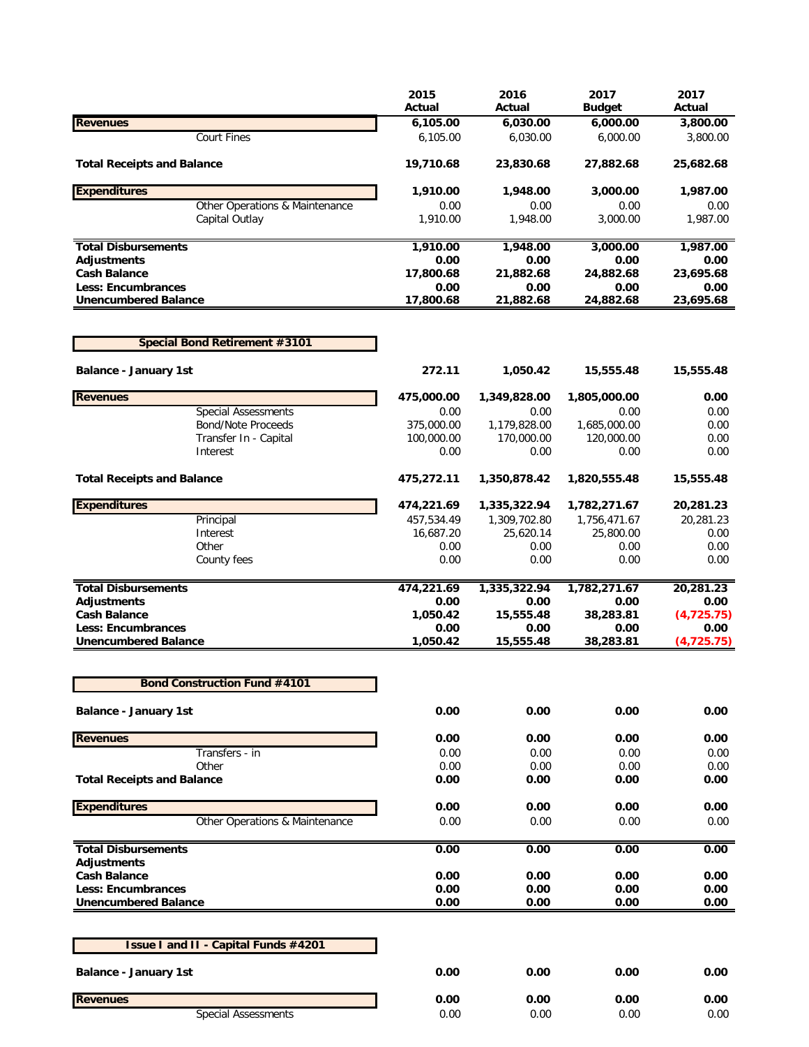| | 2015 Actual | 2016 Actual | 2017 Budget | 2017 Actual |
|---|---|---|---|---|
| **Revenues** | **6,105.00** | **6,030.00** | **6,000.00** | **3,800.00** |
| Court Fines | 6,105.00 | 6,030.00 | 6,000.00 | 3,800.00 |
| **Total Receipts and Balance** | **19,710.68** | **23,830.68** | **27,882.68** | **25,682.68** |
| **Expenditures** | **1,910.00** | **1,948.00** | **3,000.00** | **1,987.00** |
| Other Operations & Maintenance | 0.00 | 0.00 | 0.00 | 0.00 |
| Capital Outlay | 1,910.00 | 1,948.00 | 3,000.00 | 1,987.00 |
| **Total Disbursements** | **1,910.00** | **1,948.00** | **3,000.00** | **1,987.00** |
| **Adjustments** | **0.00** | **0.00** | **0.00** | **0.00** |
| **Cash Balance** | **17,800.68** | **21,882.68** | **24,882.68** | **23,695.68** |
| **Less: Encumbrances** | **0.00** | **0.00** | **0.00** | **0.00** |
| **Unencumbered Balance** | **17,800.68** | **21,882.68** | **24,882.68** | **23,695.68** |

**Special Bond Retirement #3101**

| | 2015 Actual | 2016 Actual | 2017 Budget | 2017 Actual |
|---|---|---|---|---|
| **Balance - January 1st** | **272.11** | **1,050.42** | **15,555.48** | **15,555.48** |
| **Revenues** | **475,000.00** | **1,349,828.00** | **1,805,000.00** | **0.00** |
| Special Assessments | 0.00 | 0.00 | 0.00 | 0.00 |
| Bond/Note Proceeds | 375,000.00 | 1,179,828.00 | 1,685,000.00 | 0.00 |
| Transfer In - Capital | 100,000.00 | 170,000.00 | 120,000.00 | 0.00 |
| Interest | 0.00 | 0.00 | 0.00 | 0.00 |
| **Total Receipts and Balance** | **475,272.11** | **1,350,878.42** | **1,820,555.48** | **15,555.48** |
| **Expenditures** | **474,221.69** | **1,335,322.94** | **1,782,271.67** | **20,281.23** |
| Principal | 457,534.49 | 1,309,702.80 | 1,756,471.67 | 20,281.23 |
| Interest | 16,687.20 | 25,620.14 | 25,800.00 | 0.00 |
| Other | 0.00 | 0.00 | 0.00 | 0.00 |
| County fees | 0.00 | 0.00 | 0.00 | 0.00 |
| **Total Disbursements** | **474,221.69** | **1,335,322.94** | **1,782,271.67** | **20,281.23** |
| **Adjustments** | **0.00** | **0.00** | **0.00** | **0.00** |
| **Cash Balance** | **1,050.42** | **15,555.48** | **38,283.81** | **(4,725.75)** |
| **Less: Encumbrances** | **0.00** | **0.00** | **0.00** | **0.00** |
| **Unencumbered Balance** | **1,050.42** | **15,555.48** | **38,283.81** | **(4,725.75)** |

**Bond Construction Fund #4101**

| | 2015 Actual | 2016 Actual | 2017 Budget | 2017 Actual |
|---|---|---|---|---|
| **Balance - January 1st** | **0.00** | **0.00** | **0.00** | **0.00** |
| **Revenues** | **0.00** | **0.00** | **0.00** | **0.00** |
| Transfers - in | 0.00 | 0.00 | 0.00 | 0.00 |
| Other | 0.00 | 0.00 | 0.00 | 0.00 |
| **Total Receipts and Balance** | **0.00** | **0.00** | **0.00** | **0.00** |
| **Expenditures** | **0.00** | **0.00** | **0.00** | **0.00** |
| Other Operations & Maintenance | 0.00 | 0.00 | 0.00 | 0.00 |
| **Total Disbursements** | **0.00** | **0.00** | **0.00** | **0.00** |
| **Adjustments** | | | | |
| **Cash Balance** | **0.00** | **0.00** | **0.00** | **0.00** |
| **Less: Encumbrances** | **0.00** | **0.00** | **0.00** | **0.00** |
| **Unencumbered Balance** | **0.00** | **0.00** | **0.00** | **0.00** |

**Issue I and II - Capital Funds #4201**

| | 2015 Actual | 2016 Actual | 2017 Budget | 2017 Actual |
|---|---|---|---|---|
| **Balance - January 1st** | **0.00** | **0.00** | **0.00** | **0.00** |
| **Revenues** | **0.00** | **0.00** | **0.00** | **0.00** |
| Special Assessments | 0.00 | 0.00 | 0.00 | 0.00 |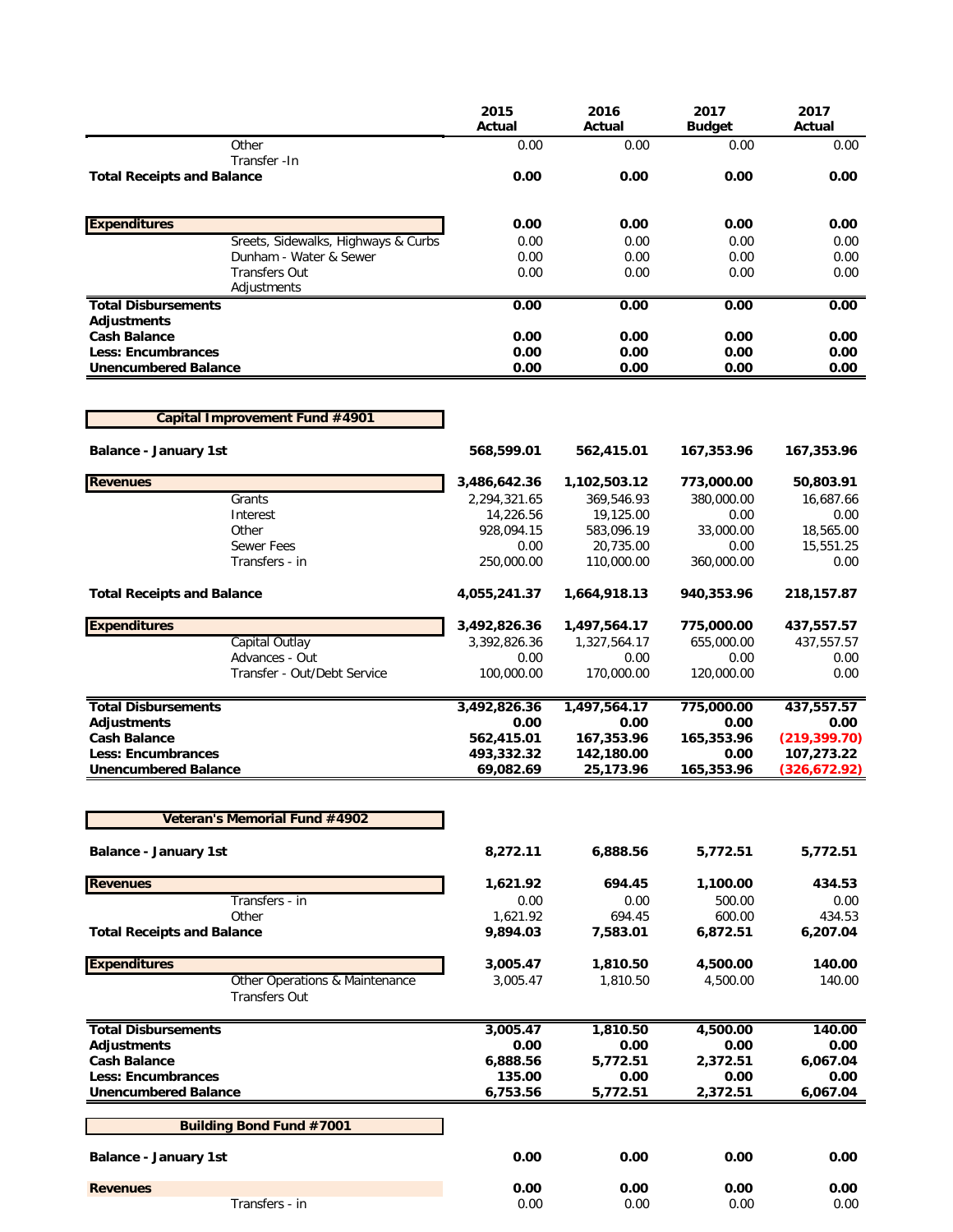| | 2015 Actual | 2016 Actual | 2017 Budget | 2017 Actual |
|---|---|---|---|---|
| Other | 0.00 | 0.00 | 0.00 | 0.00 |
| Transfer -In | | | | |
| **Total Receipts and Balance** | **0.00** | **0.00** | **0.00** | **0.00** |
| | | | | |
| **Expenditures** | **0.00** | **0.00** | **0.00** | **0.00** |
| Sreets, Sidewalks, Highways & Curbs | 0.00 | 0.00 | 0.00 | 0.00 |
| Dunham - Water & Sewer | 0.00 | 0.00 | 0.00 | 0.00 |
| Transfers Out | 0.00 | 0.00 | 0.00 | 0.00 |
| Adjustments | | | | |
| **Total Disbursements** | **0.00** | **0.00** | **0.00** | **0.00** |
| **Adjustments** | | | | |
| **Cash Balance** | **0.00** | **0.00** | **0.00** | **0.00** |
| **Less: Encumbrances** | **0.00** | **0.00** | **0.00** | **0.00** |
| **Unencumbered Balance** | **0.00** | **0.00** | **0.00** | **0.00** |

**Capital Improvement Fund #4901**

| | 2015 Actual | 2016 Actual | 2017 Budget | 2017 Actual |
|---|---|---|---|---|
| **Balance - January 1st** | **568,599.01** | **562,415.01** | **167,353.96** | **167,353.96** |
| **Revenues** | **3,486,642.36** | **1,102,503.12** | **773,000.00** | **50,803.91** |
| Grants | 2,294,321.65 | 369,546.93 | 380,000.00 | 16,687.66 |
| Interest | 14,226.56 | 19,125.00 | 0.00 | 0.00 |
| Other | 928,094.15 | 583,096.19 | 33,000.00 | 18,565.00 |
| Sewer Fees | 0.00 | 20,735.00 | 0.00 | 15,551.25 |
| Transfers - in | 250,000.00 | 110,000.00 | 360,000.00 | 0.00 |
| **Total Receipts and Balance** | **4,055,241.37** | **1,664,918.13** | **940,353.96** | **218,157.87** |
| **Expenditures** | **3,492,826.36** | **1,497,564.17** | **775,000.00** | **437,557.57** |
| Capital Outlay | 3,392,826.36 | 1,327,564.17 | 655,000.00 | 437,557.57 |
| Advances - Out | 0.00 | 0.00 | 0.00 | 0.00 |
| Transfer - Out/Debt Service | 100,000.00 | 170,000.00 | 120,000.00 | 0.00 |
| **Total Disbursements** | **3,492,826.36** | **1,497,564.17** | **775,000.00** | **437,557.57** |
| **Adjustments** | **0.00** | **0.00** | **0.00** | **0.00** |
| **Cash Balance** | **562,415.01** | **167,353.96** | **165,353.96** | **(219,399.70)** |
| **Less: Encumbrances** | **493,332.32** | **142,180.00** | **0.00** | **107,273.22** |
| **Unencumbered Balance** | **69,082.69** | **25,173.96** | **165,353.96** | **(326,672.92)** |

**Veteran's Memorial Fund #4902**

| | 2015 Actual | 2016 Actual | 2017 Budget | 2017 Actual |
|---|---|---|---|---|
| **Balance - January 1st** | **8,272.11** | **6,888.56** | **5,772.51** | **5,772.51** |
| **Revenues** | **1,621.92** | **694.45** | **1,100.00** | **434.53** |
| Transfers - in | 0.00 | 0.00 | 500.00 | 0.00 |
| Other | 1,621.92 | 694.45 | 600.00 | 434.53 |
| **Total Receipts and Balance** | **9,894.03** | **7,583.01** | **6,872.51** | **6,207.04** |
| **Expenditures** | **3,005.47** | **1,810.50** | **4,500.00** | **140.00** |
| Other Operations & Maintenance | 3,005.47 | 1,810.50 | 4,500.00 | 140.00 |
| Transfers Out | | | | |
| **Total Disbursements** | **3,005.47** | **1,810.50** | **4,500.00** | **140.00** |
| **Adjustments** | **0.00** | **0.00** | **0.00** | **0.00** |
| **Cash Balance** | **6,888.56** | **5,772.51** | **2,372.51** | **6,067.04** |
| **Less: Encumbrances** | **135.00** | **0.00** | **0.00** | **0.00** |
| **Unencumbered Balance** | **6,753.56** | **5,772.51** | **2,372.51** | **6,067.04** |

**Building Bond Fund #7001**

| | 2015 Actual | 2016 Actual | 2017 Budget | 2017 Actual |
|---|---|---|---|---|
| **Balance - January 1st** | **0.00** | **0.00** | **0.00** | **0.00** |
| **Revenues** | **0.00** | **0.00** | **0.00** | **0.00** |
| Transfers - in | 0.00 | 0.00 | 0.00 | 0.00 |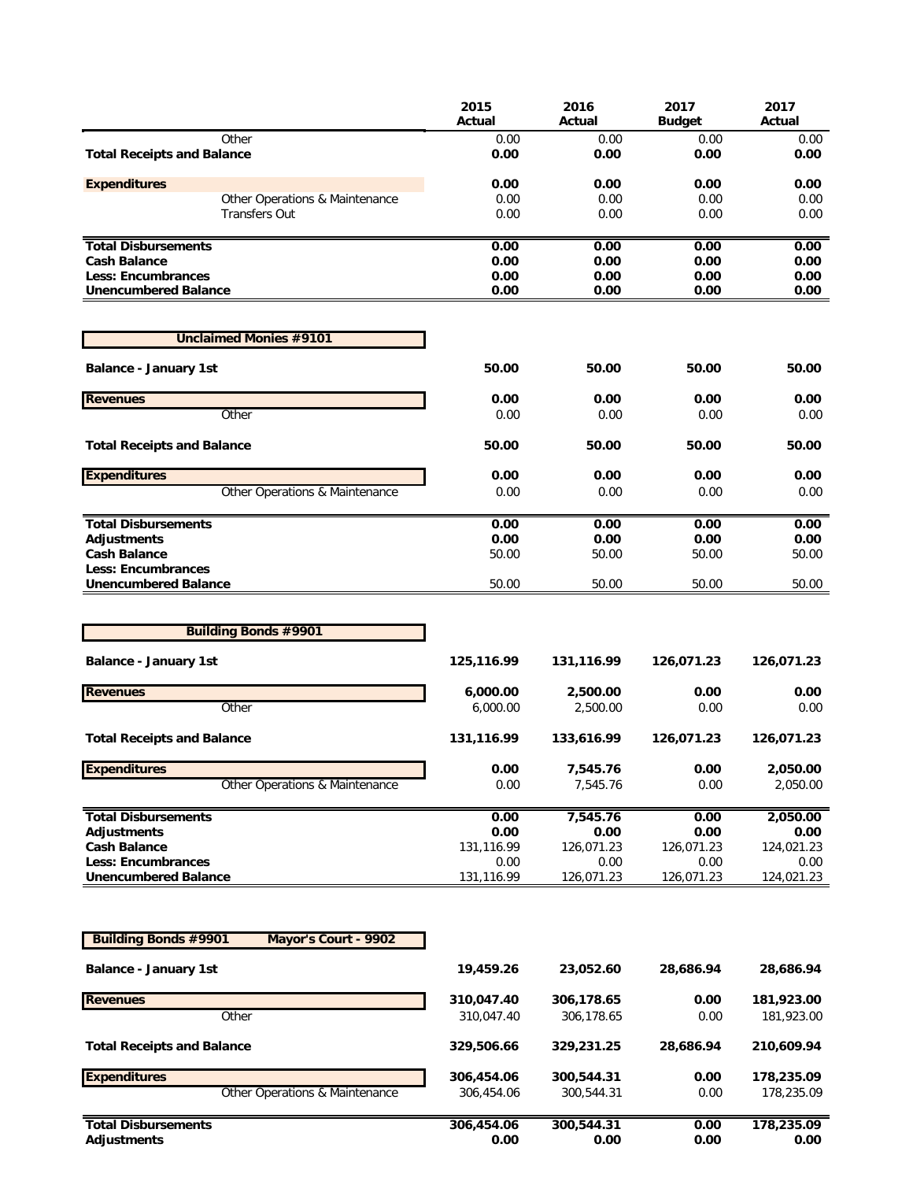| | 2015 Actual | 2016 Actual | 2017 Budget | 2017 Actual |
|---|---|---|---|---|
| Other | 0.00 | 0.00 | 0.00 | 0.00 |
| **Total Receipts and Balance** | **0.00** | **0.00** | **0.00** | **0.00** |
| **Expenditures** | **0.00** | **0.00** | **0.00** | **0.00** |
| Other Operations & Maintenance | 0.00 | 0.00 | 0.00 | 0.00 |
| Transfers Out | 0.00 | 0.00 | 0.00 | 0.00 |
| **Total Disbursements** | **0.00** | **0.00** | **0.00** | **0.00** |
| **Cash Balance** | **0.00** | **0.00** | **0.00** | **0.00** |
| **Less: Encumbrances** | **0.00** | **0.00** | **0.00** | **0.00** |
| **Unencumbered Balance** | **0.00** | **0.00** | **0.00** | **0.00** |

**Unclaimed Monies #9101**

| | 2015 Actual | 2016 Actual | 2017 Budget | 2017 Actual |
|---|---|---|---|---|
| **Balance - January 1st** | **50.00** | **50.00** | **50.00** | **50.00** |
| **Revenues** | **0.00** | **0.00** | **0.00** | **0.00** |
| Other | 0.00 | 0.00 | 0.00 | 0.00 |
| **Total Receipts and Balance** | **50.00** | **50.00** | **50.00** | **50.00** |
| **Expenditures** | **0.00** | **0.00** | **0.00** | **0.00** |
| Other Operations & Maintenance | 0.00 | 0.00 | 0.00 | 0.00 |
| **Total Disbursements** | **0.00** | **0.00** | **0.00** | **0.00** |
| **Adjustments** | **0.00** | **0.00** | **0.00** | **0.00** |
| **Cash Balance** | 50.00 | 50.00 | 50.00 | 50.00 |
| **Less: Encumbrances** | | | | |
| **Unencumbered Balance** | 50.00 | 50.00 | 50.00 | 50.00 |

**Building Bonds #9901**

| | 2015 Actual | 2016 Actual | 2017 Budget | 2017 Actual |
|---|---|---|---|---|
| **Balance - January 1st** | **125,116.99** | **131,116.99** | **126,071.23** | **126,071.23** |
| **Revenues** | **6,000.00** | **2,500.00** | **0.00** | **0.00** |
| Other | 6,000.00 | 2,500.00 | 0.00 | 0.00 |
| **Total Receipts and Balance** | **131,116.99** | **133,616.99** | **126,071.23** | **126,071.23** |
| **Expenditures** | **0.00** | **7,545.76** | **0.00** | **2,050.00** |
| Other Operations & Maintenance | 0.00 | 7,545.76 | 0.00 | 2,050.00 |
| **Total Disbursements** | **0.00** | **7,545.76** | **0.00** | **2,050.00** |
| **Adjustments** | **0.00** | **0.00** | **0.00** | **0.00** |
| **Cash Balance** | 131,116.99 | 126,071.23 | 126,071.23 | 124,021.23 |
| **Less: Encumbrances** | 0.00 | 0.00 | 0.00 | 0.00 |
| **Unencumbered Balance** | 131,116.99 | 126,071.23 | 126,071.23 | 124,021.23 |

**Building Bonds #9901 Mayor's Court - 9902**

| | 2015 Actual | 2016 Actual | 2017 Budget | 2017 Actual |
|---|---|---|---|---|
| **Balance - January 1st** | **19,459.26** | **23,052.60** | **28,686.94** | **28,686.94** |
| **Revenues** | **310,047.40** | **306,178.65** | **0.00** | **181,923.00** |
| Other | 310,047.40 | 306,178.65 | 0.00 | 181,923.00 |
| **Total Receipts and Balance** | **329,506.66** | **329,231.25** | **28,686.94** | **210,609.94** |
| **Expenditures** | **306,454.06** | **300,544.31** | **0.00** | **178,235.09** |
| Other Operations & Maintenance | 306,454.06 | 300,544.31 | 0.00 | 178,235.09 |
| **Total Disbursements** | **306,454.06** | **300,544.31** | **0.00** | **178,235.09** |
| **Adjustments** | **0.00** | **0.00** | **0.00** | **0.00** |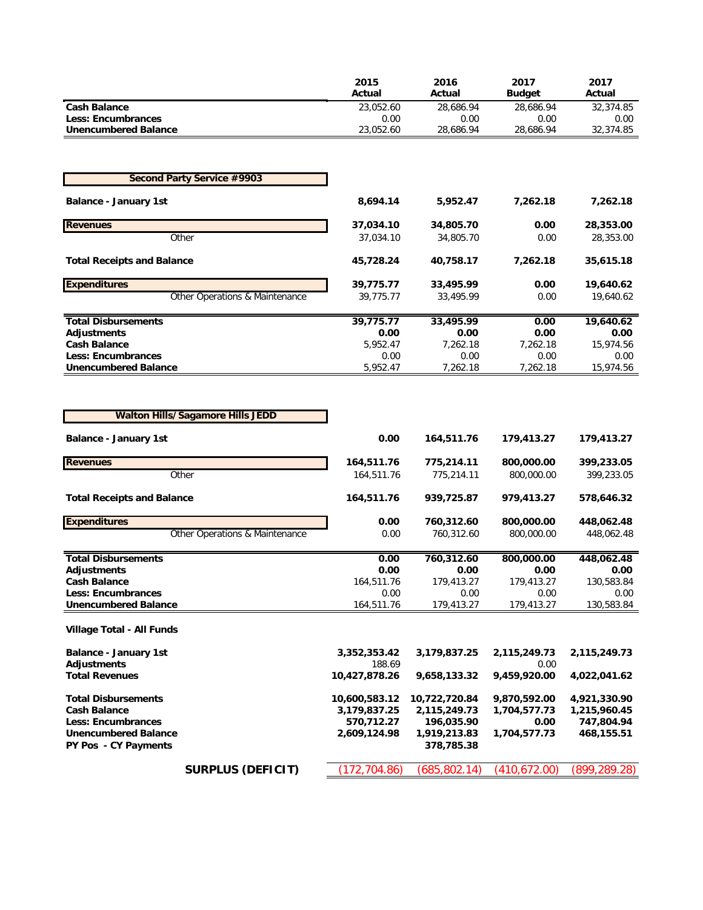| | 2015 Actual | 2016 Actual | 2017 Budget | 2017 Actual |
|---|---|---|---|---|
| **Cash Balance** | 23,052.60 | 28,686.94 | 28,686.94 | 32,374.85 |
| **Less: Encumbrances** | 0.00 | 0.00 | 0.00 | 0.00 |
| **Unencumbered Balance** | 23,052.60 | 28,686.94 | 28,686.94 | 32,374.85 |

| **Second Party Service #9903** | | | | |
|---|---|---|---|---|
| **Balance - January 1st** | **8,694.14** | **5,952.47** | **7,262.18** | **7,262.18** |
| **Revenues** | **37,034.10** | **34,805.70** | **0.00** | **28,353.00** |
| Other | 37,034.10 | 34,805.70 | 0.00 | 28,353.00 |
| **Total Receipts and Balance** | **45,728.24** | **40,758.17** | **7,262.18** | **35,615.18** |
| **Expenditures** | **39,775.77** | **33,495.99** | **0.00** | **19,640.62** |
| Other Operations & Maintenance | 39,775.77 | 33,495.99 | 0.00 | 19,640.62 |
| **Total Disbursements** | **39,775.77** | **33,495.99** | **0.00** | **19,640.62** |
| **Adjustments** | **0.00** | **0.00** | **0.00** | **0.00** |
| **Cash Balance** | 5,952.47 | 7,262.18 | 7,262.18 | 15,974.56 |
| **Less: Encumbrances** | 0.00 | 0.00 | 0.00 | 0.00 |
| **Unencumbered Balance** | 5,952.47 | 7,262.18 | 7,262.18 | 15,974.56 |

| **Walton Hills/Sagamore Hills JEDD** | | | | |
|---|---|---|---|---|
| **Balance - January 1st** | **0.00** | **164,511.76** | **179,413.27** | **179,413.27** |
| **Revenues** | **164,511.76** | **775,214.11** | **800,000.00** | **399,233.05** |
| Other | 164,511.76 | 775,214.11 | 800,000.00 | 399,233.05 |
| **Total Receipts and Balance** | **164,511.76** | **939,725.87** | **979,413.27** | **578,646.32** |
| **Expenditures** | **0.00** | **760,312.60** | **800,000.00** | **448,062.48** |
| Other Operations & Maintenance | 0.00 | 760,312.60 | 800,000.00 | 448,062.48 |
| **Total Disbursements** | **0.00** | **760,312.60** | **800,000.00** | **448,062.48** |
| **Adjustments** | **0.00** | **0.00** | **0.00** | **0.00** |
| **Cash Balance** | 164,511.76 | 179,413.27 | 179,413.27 | 130,583.84 |
| **Less: Encumbrances** | 0.00 | 0.00 | 0.00 | 0.00 |
| **Unencumbered Balance** | 164,511.76 | 179,413.27 | 179,413.27 | 130,583.84 |

| **Village Total - All Funds** | | | | |
|---|---|---|---|---|
| **Balance - January 1st** | **3,352,353.42** | **3,179,837.25** | **2,115,249.73** | **2,115,249.73** |
| **Adjustments** | 188.69 | | 0.00 | |
| **Total Revenues** | **10,427,878.26** | **9,658,133.32** | **9,459,920.00** | **4,022,041.62** |
| **Total Disbursements** | **10,600,583.12** | **10,722,720.84** | **9,870,592.00** | **4,921,330.90** |
| **Cash Balance** | **3,179,837.25** | **2,115,249.73** | **1,704,577.73** | **1,215,960.45** |
| **Less: Encumbrances** | **570,712.27** | **196,035.90** | **0.00** | **747,804.94** |
| **Unencumbered Balance** | **2,609,124.98** | **1,919,213.83** | **1,704,577.73** | **468,155.51** |
| **PY Pos - CY Payments** | | **378,785.38** | | |
| **SURPLUS (DEFICIT)** | (172,704.86) | (685,802.14) | (410,672.00) | (899,289.28) |